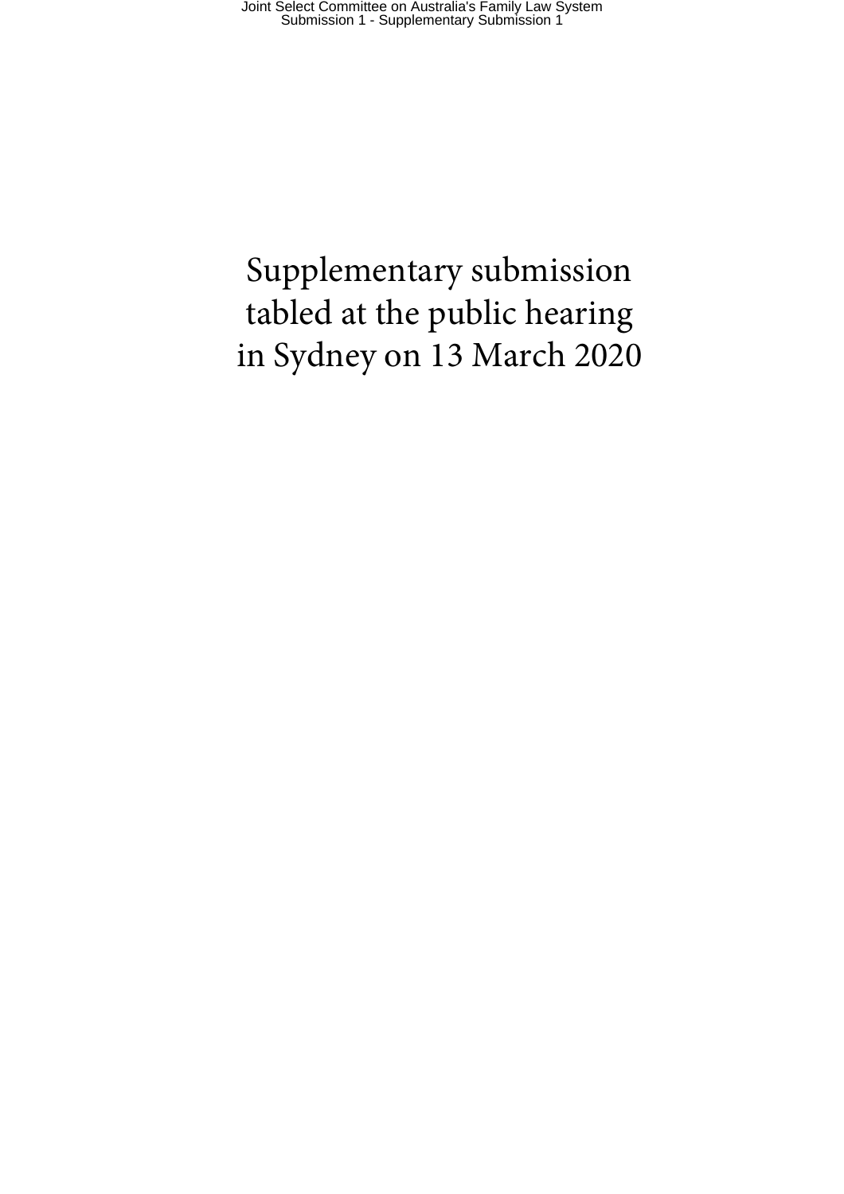Supplementary submission tabled at the public hearing in Sydney on 13 March 2020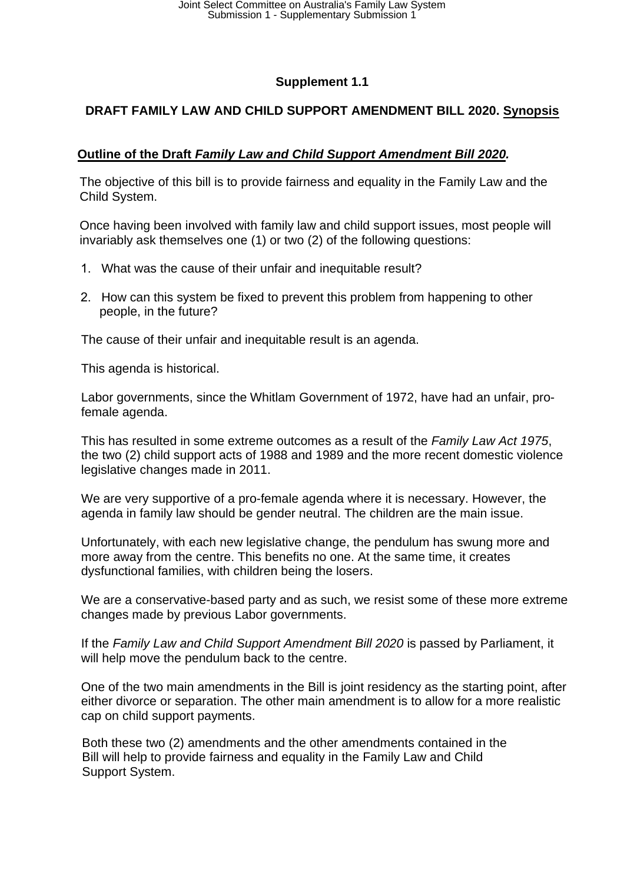## Supplement 1.1

## DRAFT FAMILY LAW AND CHILD SUPPORT AMENDMENT BILL 2020. <u>Synopsis</u>

### Outline of the Draft *Family Law and Child Support Amendment Bill 2020.*

The objective of this bill is to provide fairness and equality in the Family Law and the Child System.

Once having been involved with family law and child support issues, most people will invariably ask themselves one (1) or two (2) of the following questions:

1. What was the cause of their unfair and inequitable result?
2. How can this system be fixed to prevent this problem from happening to other people, in the future?

The cause of their unfair and inequitable result is an agenda.

This agenda is historical.

Labor governments, since the Whitlam Government of 1972, have had an unfair, pro-female agenda.

This has resulted in some extreme outcomes as a result of the *Family Law Act 1975*, the two (2) child support acts of 1988 and 1989 and the more recent domestic violence legislative changes made in 2011.

We are very supportive of a pro-female agenda where it is necessary. However, the agenda in family law should be gender neutral. The children are the main issue.

Unfortunately, with each new legislative change, the pendulum has swung more and more away from the centre. This benefits no one. At the same time, it creates dysfunctional families, with children being the losers.

We are a conservative-based party and as such, we resist some of these more extreme changes made by previous Labor governments.

If the *Family Law and Child Support Amendment Bill 2020* is passed by Parliament, it will help move the pendulum back to the centre.

One of the two main amendments in the Bill is joint residency as the starting point, after either divorce or separation. The other main amendment is to allow for a more realistic cap on child support payments.

Both these two (2) amendments and the other amendments contained in the Bill will help to provide fairness and equality in the Family Law and Child Support System.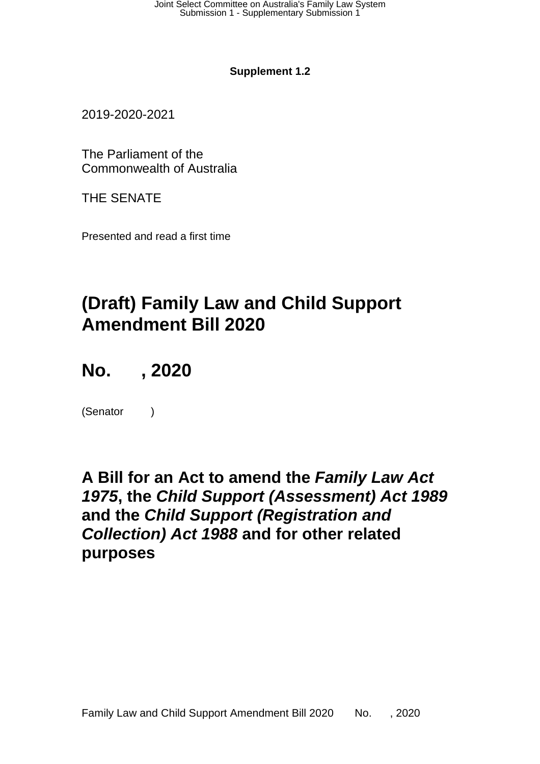**Supplement 1.2**

2019-2020-2021

The Parliament of the
Commonwealth of Australia

THE SENATE

Presented and read a first time

# (Draft) Family Law and Child Support Amendment Bill 2020

# No.      , 2020

(Senator         )

## A Bill for an Act to amend the *Family Law Act 1975*, the *Child Support (Assessment) Act 1989* and the *Child Support (Registration and Collection) Act 1988* and for other related purposes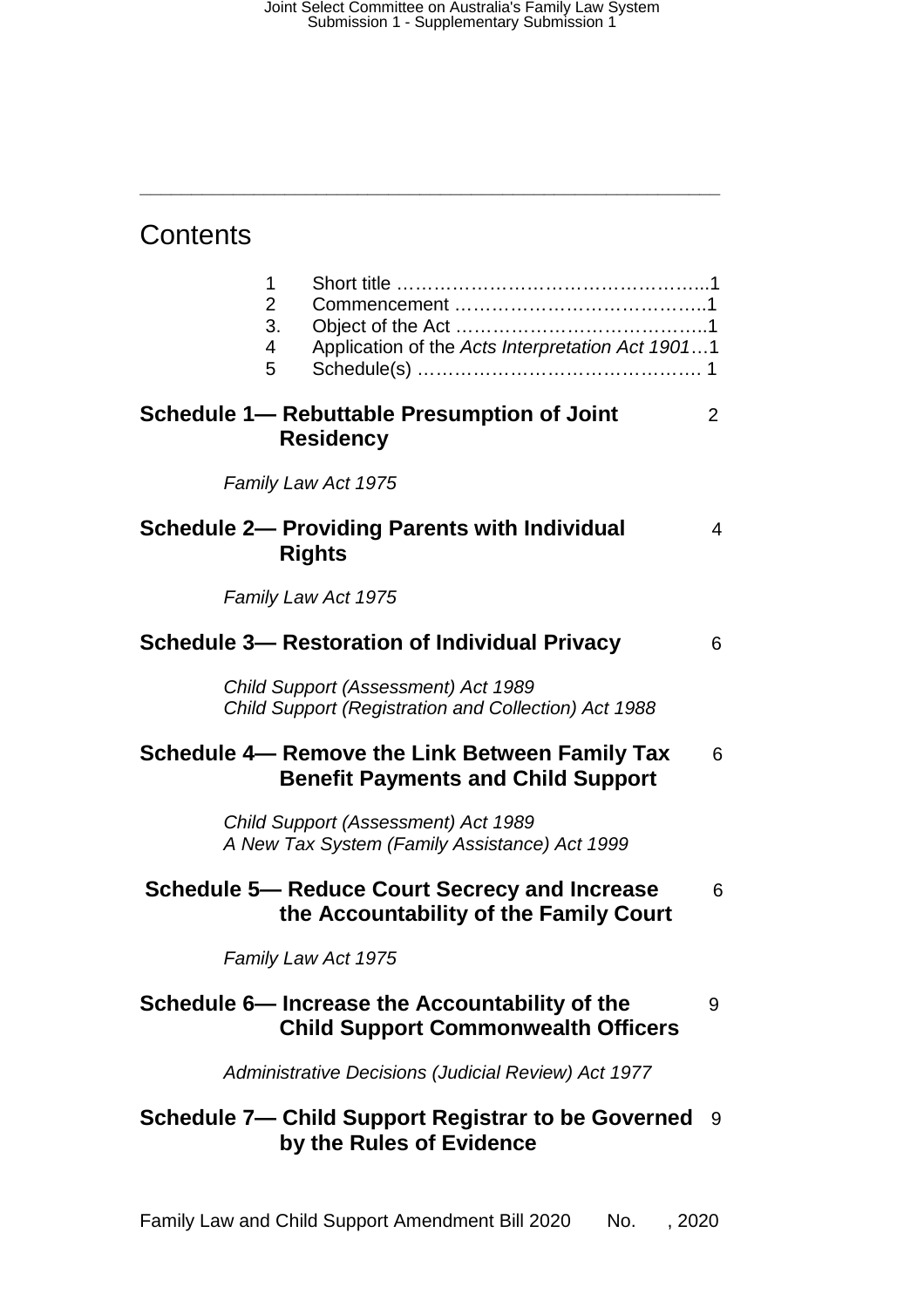# Contents

1 Short title ……………………………………………...1
2 Commencement …………………………………..1
3. Object of the Act …………………………………..1
4 Application of the *Acts Interpretation Act 1901*…1
5 Schedule(s) ………………………………………. 1

**Schedule 1— Rebuttable Presumption of Joint Residency** 2

*Family Law Act 1975*

**Schedule 2— Providing Parents with Individual Rights** 4

*Family Law Act 1975*

**Schedule 3— Restoration of Individual Privacy** 6

*Child Support (Assessment) Act 1989*
*Child Support (Registration and Collection) Act 1988*

**Schedule 4— Remove the Link Between Family Tax Benefit Payments and Child Support** 6

*Child Support (Assessment) Act 1989*
*A New Tax System (Family Assistance) Act 1999*

**Schedule 5— Reduce Court Secrecy and Increase the Accountability of the Family Court** 6

*Family Law Act 1975*

**Schedule 6— Increase the Accountability of the Child Support Commonwealth Officers** 9

*Administrative Decisions (Judicial Review) Act 1977*

**Schedule 7— Child Support Registrar to be Governed by the Rules of Evidence** 9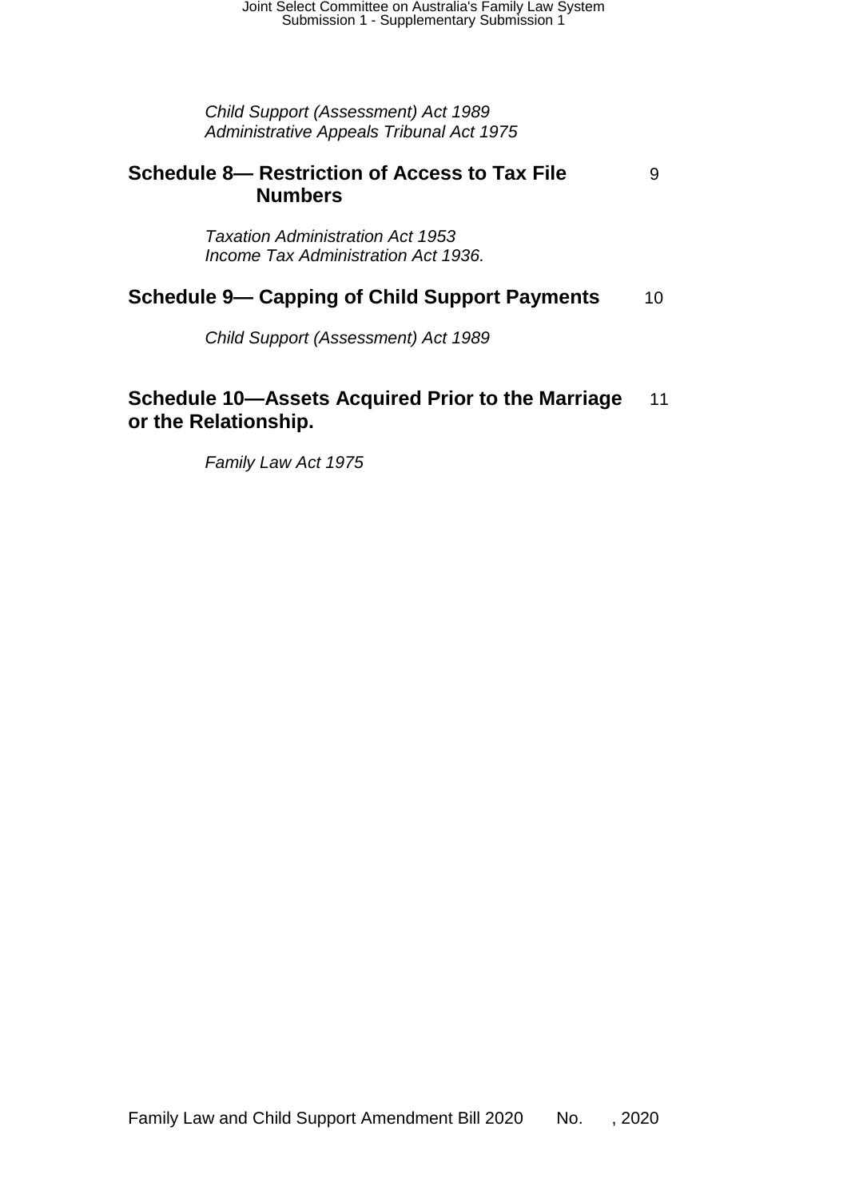*Child Support (Assessment) Act 1989*
*Administrative Appeals Tribunal Act 1975*

**Schedule 8— Restriction of Access to Tax File Numbers** 9

*Taxation Administration Act 1953*
*Income Tax Administration Act 1936.*

**Schedule 9— Capping of Child Support Payments** 10

*Child Support (Assessment) Act 1989*

**Schedule 10—Assets Acquired Prior to the Marriage or the Relationship.** 11

*Family Law Act 1975*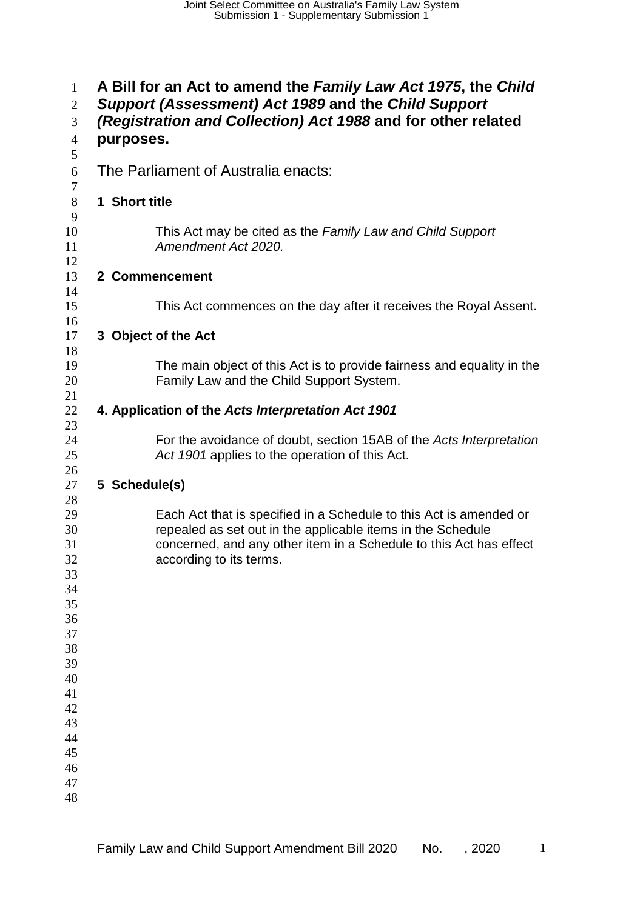# A Bill for an Act to amend the *Family Law Act 1975*, the *Child Support (Assessment) Act 1989* and the *Child Support (Registration and Collection) Act 1988* and for other related purposes.

The Parliament of Australia enacts:

## 1 Short title

This Act may be cited as the *Family Law and Child Support Amendment Act 2020.*

## 2 Commencement

This Act commences on the day after it receives the Royal Assent.

## 3 Object of the Act

The main object of this Act is to provide fairness and equality in the Family Law and the Child Support System.

## 4. Application of the *Acts Interpretation Act 1901*

For the avoidance of doubt, section 15AB of the *Acts Interpretation Act 1901* applies to the operation of this Act.

## 5 Schedule(s)

Each Act that is specified in a Schedule to this Act is amended or repealed as set out in the applicable items in the Schedule concerned, and any other item in a Schedule to this Act has effect according to its terms.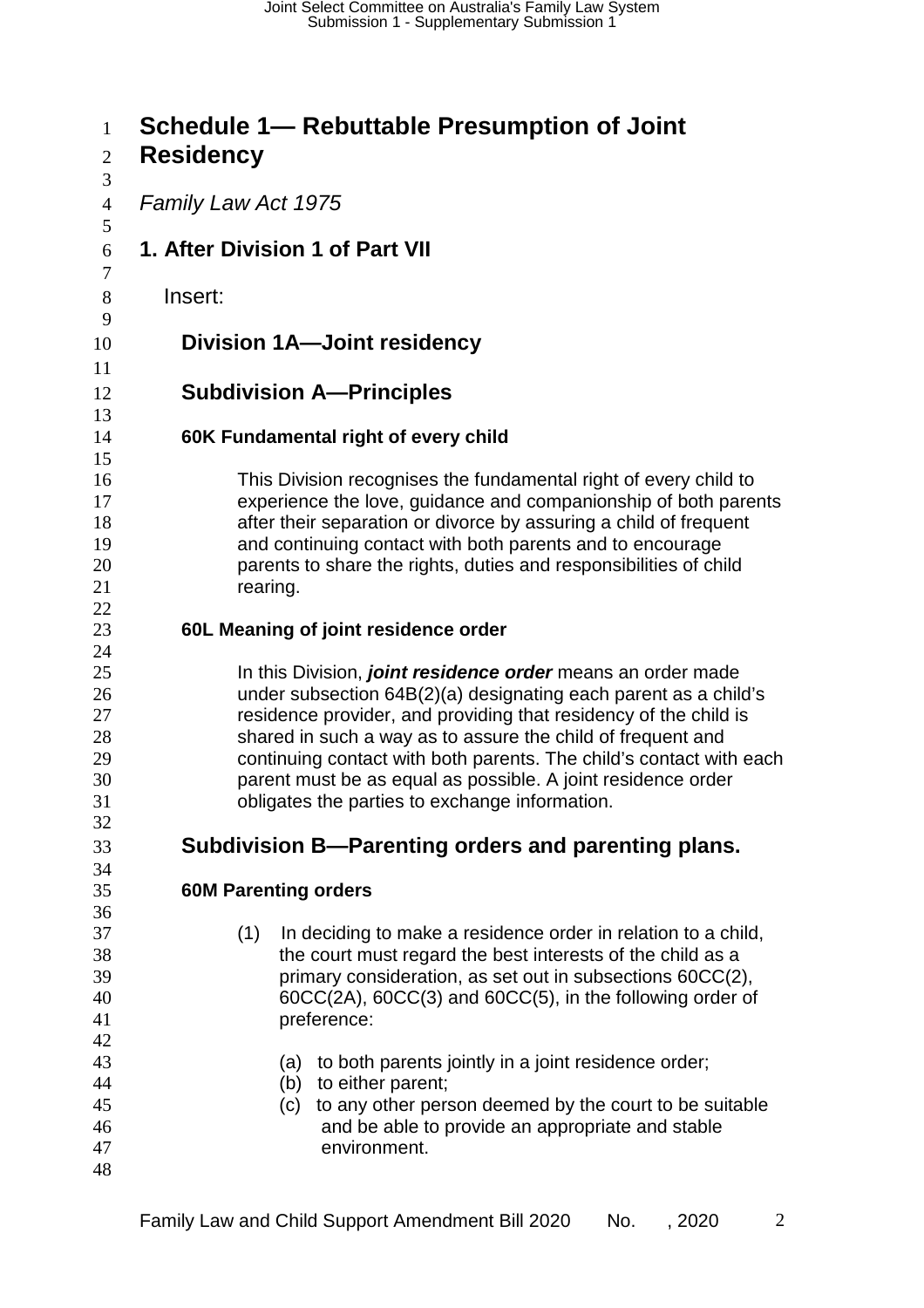# Schedule 1— Rebuttable Presumption of Joint Residency

*Family Law Act 1975*

## 1. After Division 1 of Part VII

Insert:

## Division 1A—Joint residency

## Subdivision A—Principles

### 60K Fundamental right of every child

This Division recognises the fundamental right of every child to experience the love, guidance and companionship of both parents after their separation or divorce by assuring a child of frequent and continuing contact with both parents and to encourage parents to share the rights, duties and responsibilities of child rearing.

### 60L Meaning of joint residence order

In this Division, ***joint residence order*** means an order made under subsection 64B(2)(a) designating each parent as a child's residence provider, and providing that residency of the child is shared in such a way as to assure the child of frequent and continuing contact with both parents. The child's contact with each parent must be as equal as possible. A joint residence order obligates the parties to exchange information.

## Subdivision B—Parenting orders and parenting plans.

### 60M Parenting orders

(1) In deciding to make a residence order in relation to a child, the court must regard the best interests of the child as a primary consideration, as set out in subsections 60CC(2), 60CC(2A), 60CC(3) and 60CC(5), in the following order of preference:

(a) to both parents jointly in a joint residence order;
(b) to either parent;
(c) to any other person deemed by the court to be suitable and be able to provide an appropriate and stable environment.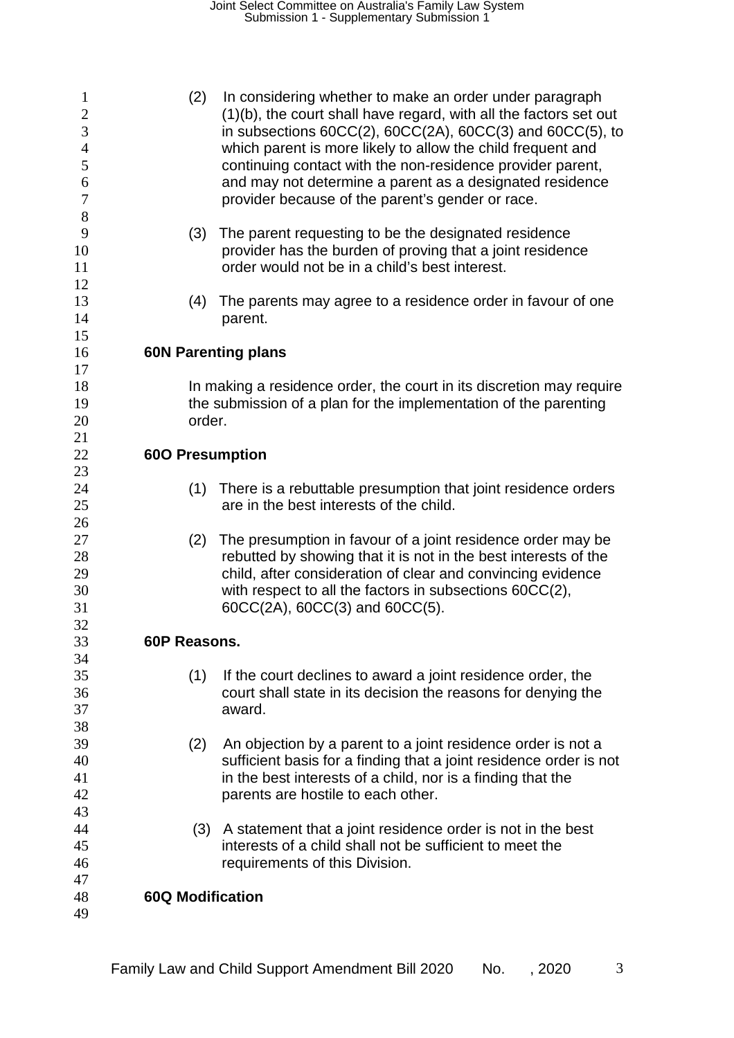(2) In considering whether to make an order under paragraph (1)(b), the court shall have regard, with all the factors set out in subsections 60CC(2), 60CC(2A), 60CC(3) and 60CC(5), to which parent is more likely to allow the child frequent and continuing contact with the non-residence provider parent, and may not determine a parent as a designated residence provider because of the parent's gender or race.

(3) The parent requesting to be the designated residence provider has the burden of proving that a joint residence order would not be in a child's best interest.

(4) The parents may agree to a residence order in favour of one parent.

**60N Parenting plans**

In making a residence order, the court in its discretion may require the submission of a plan for the implementation of the parenting order.

**60O Presumption**

(1) There is a rebuttable presumption that joint residence orders are in the best interests of the child.

(2) The presumption in favour of a joint residence order may be rebutted by showing that it is not in the best interests of the child, after consideration of clear and convincing evidence with respect to all the factors in subsections 60CC(2), 60CC(2A), 60CC(3) and 60CC(5).

**60P Reasons.**

(1) If the court declines to award a joint residence order, the court shall state in its decision the reasons for denying the award.

(2) An objection by a parent to a joint residence order is not a sufficient basis for a finding that a joint residence order is not in the best interests of a child, nor is a finding that the parents are hostile to each other.

(3) A statement that a joint residence order is not in the best interests of a child shall not be sufficient to meet the requirements of this Division.

**60Q Modification**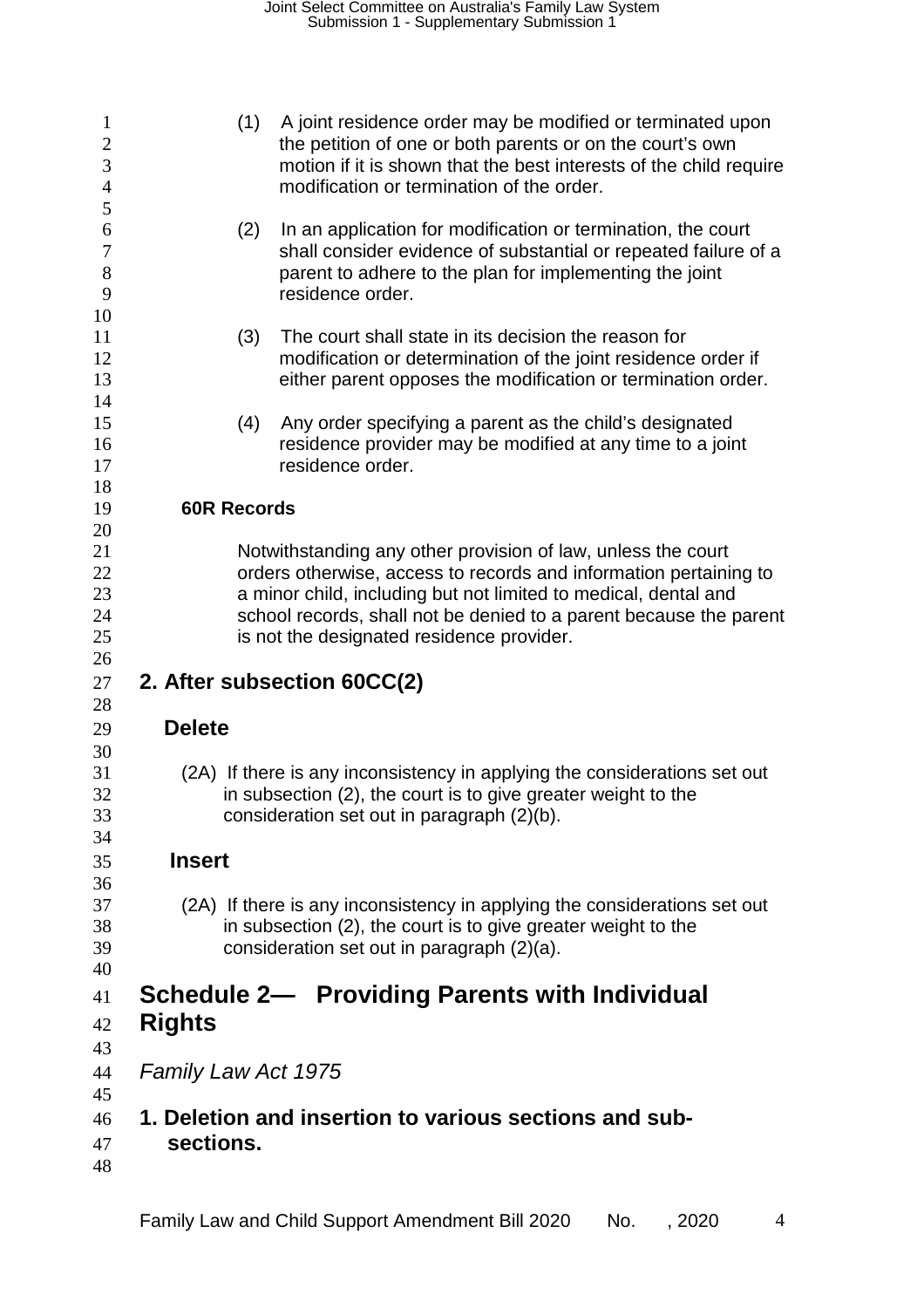(1) A joint residence order may be modified or terminated upon the petition of one or both parents or on the court's own motion if it is shown that the best interests of the child require modification or termination of the order.

(2) In an application for modification or termination, the court shall consider evidence of substantial or repeated failure of a parent to adhere to the plan for implementing the joint residence order.

(3) The court shall state in its decision the reason for modification or determination of the joint residence order if either parent opposes the modification or termination order.

(4) Any order specifying a parent as the child's designated residence provider may be modified at any time to a joint residence order.

**60R Records**

Notwithstanding any other provision of law, unless the court orders otherwise, access to records and information pertaining to a minor child, including but not limited to medical, dental and school records, shall not be denied to a parent because the parent is not the designated residence provider.

## 2. After subsection 60CC(2)

### Delete

(2A) If there is any inconsistency in applying the considerations set out in subsection (2), the court is to give greater weight to the consideration set out in paragraph (2)(b).

### Insert

(2A) If there is any inconsistency in applying the considerations set out in subsection (2), the court is to give greater weight to the consideration set out in paragraph (2)(a).

# Schedule 2— Providing Parents with Individual Rights

*Family Law Act 1975*

## 1. Deletion and insertion to various sections and sub-sections.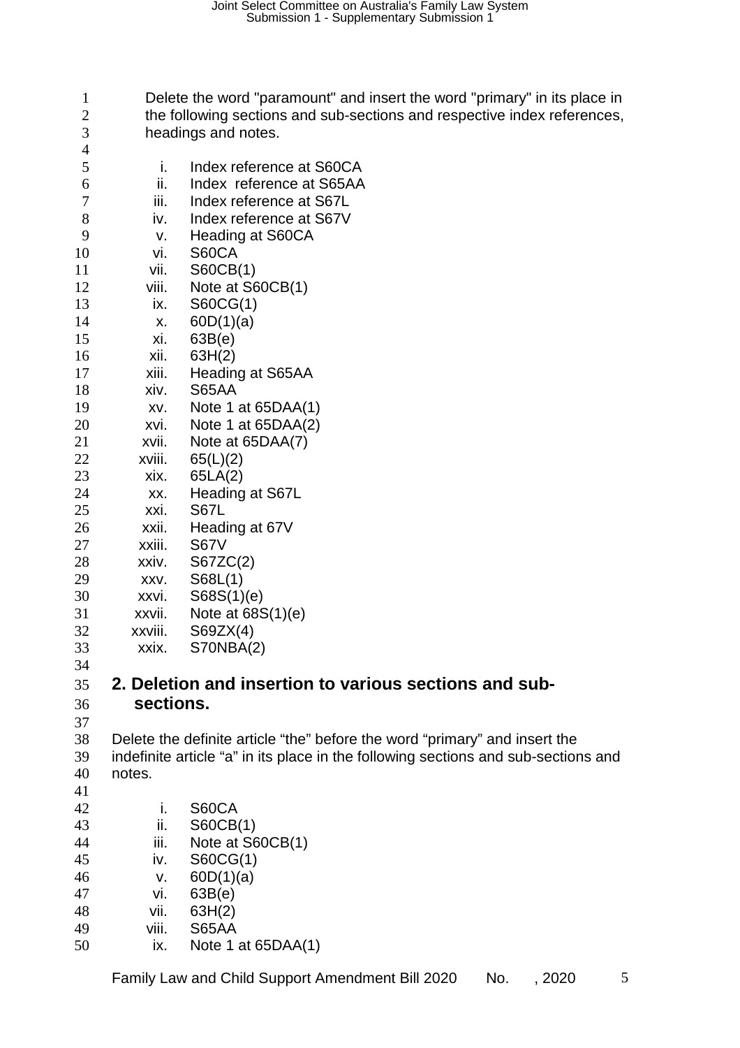Delete the word "paramount" and insert the word "primary" in its place in the following sections and sub-sections and respective index references, headings and notes.

i. Index reference at S60CA
ii. Index reference at S65AA
iii. Index reference at S67L
iv. Index reference at S67V
v. Heading at S60CA
vi. S60CA
vii. S60CB(1)
viii. Note at S60CB(1)
ix. S60CG(1)
x. 60D(1)(a)
xi. 63B(e)
xii. 63H(2)
xiii. Heading at S65AA
xiv. S65AA
xv. Note 1 at 65DAA(1)
xvi. Note 1 at 65DAA(2)
xvii. Note at 65DAA(7)
xviii. 65(L)(2)
xix. 65LA(2)
xx. Heading at S67L
xxi. S67L
xxii. Heading at 67V
xxiii. S67V
xxiv. S67ZC(2)
xxv. S68L(1)
xxvi. S68S(1)(e)
xxvii. Note at 68S(1)(e)
xxviii. S69ZX(4)
xxix. S70NBA(2)

## 2. Deletion and insertion to various sections and sub-sections.

Delete the definite article “the” before the word “primary” and insert the indefinite article “a” in its place in the following sections and sub-sections and notes.

i. S60CA
ii. S60CB(1)
iii. Note at S60CB(1)
iv. S60CG(1)
v. 60D(1)(a)
vi. 63B(e)
vii. 63H(2)
viii. S65AA
ix. Note 1 at 65DAA(1)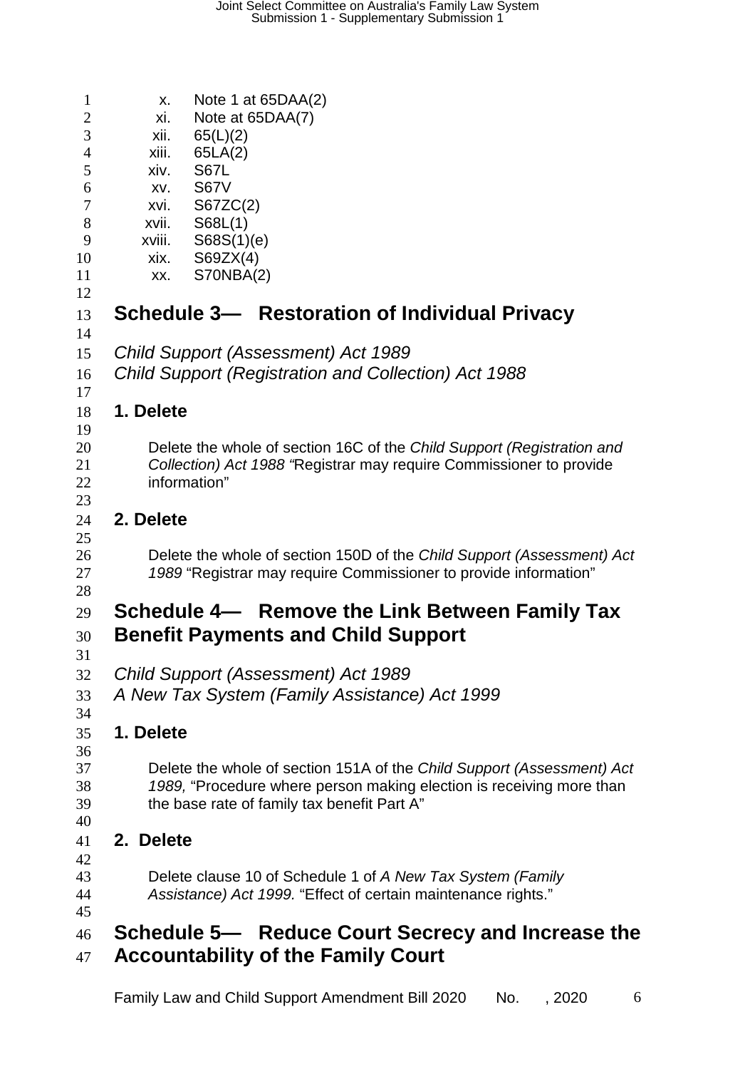x. Note 1 at 65DAA(2)
xi. Note at 65DAA(7)
xii. 65(L)(2)
xiii. 65LA(2)
xiv. S67L
xv. S67V
xvi. S67ZC(2)
xvii. S68L(1)
xviii. S68S(1)(e)
xix. S69ZX(4)
xx. S70NBA(2)

## Schedule 3— Restoration of Individual Privacy

*Child Support (Assessment) Act 1989*
*Child Support (Registration and Collection) Act 1988*

### 1. Delete

Delete the whole of section 16C of the *Child Support (Registration and Collection) Act 1988* "Registrar may require Commissioner to provide information"

### 2. Delete

Delete the whole of section 150D of the *Child Support (Assessment) Act 1989* "Registrar may require Commissioner to provide information"

## Schedule 4— Remove the Link Between Family Tax Benefit Payments and Child Support

*Child Support (Assessment) Act 1989*
*A New Tax System (Family Assistance) Act 1999*

### 1. Delete

Delete the whole of section 151A of the *Child Support (Assessment) Act 1989,* "Procedure where person making election is receiving more than the base rate of family tax benefit Part A"

### 2. Delete

Delete clause 10 of Schedule 1 of *A New Tax System (Family Assistance) Act 1999.* "Effect of certain maintenance rights."

## Schedule 5— Reduce Court Secrecy and Increase the Accountability of the Family Court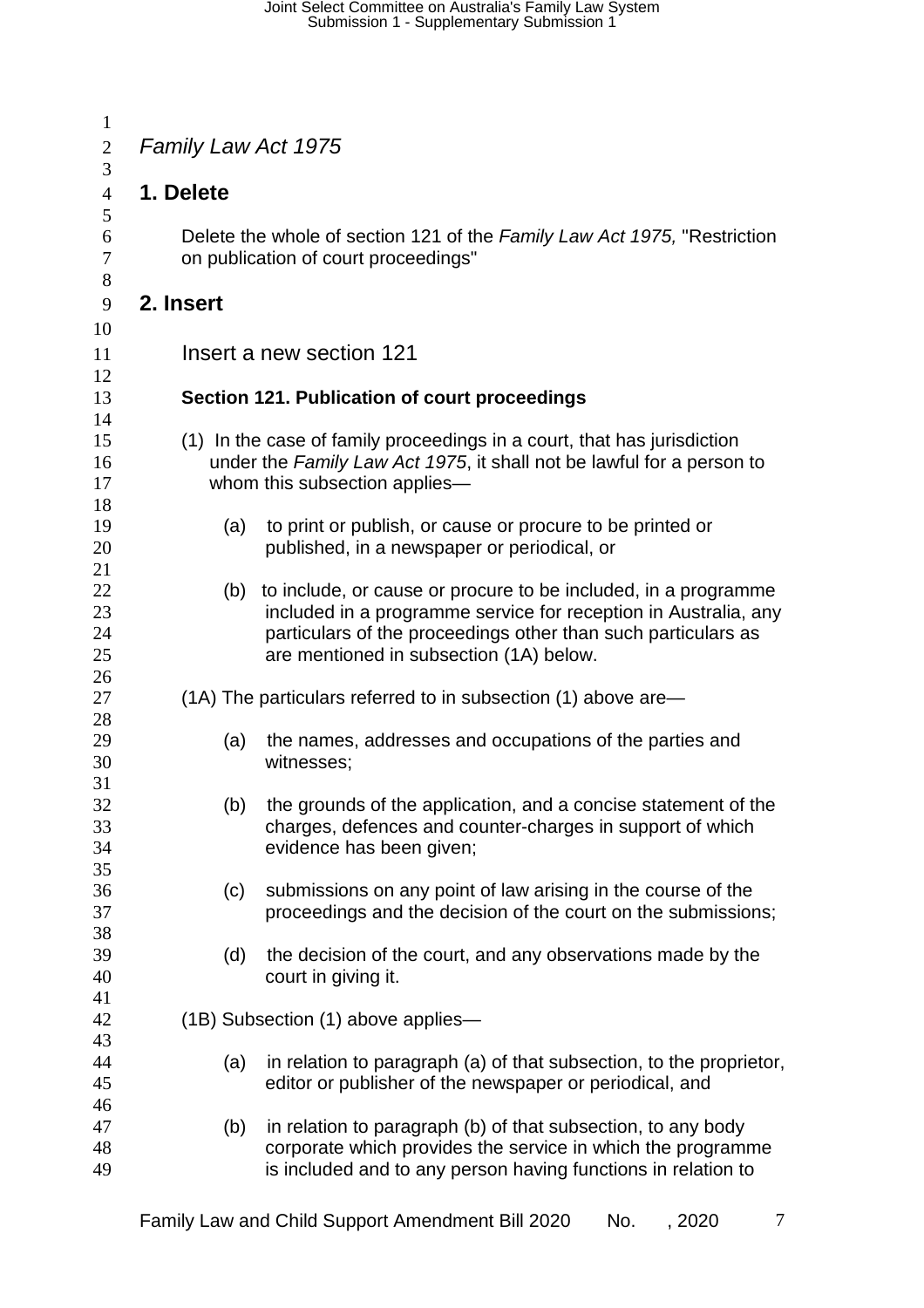*Family Law Act 1975*

## 1. Delete

Delete the whole of section 121 of the *Family Law Act 1975,* "Restriction on publication of court proceedings"

## 2. Insert

Insert a new section 121

**Section 121. Publication of court proceedings**

(1) In the case of family proceedings in a court, that has jurisdiction under the *Family Law Act 1975*, it shall not be lawful for a person to whom this subsection applies—

(a) to print or publish, or cause or procure to be printed or published, in a newspaper or periodical, or

(b) to include, or cause or procure to be included, in a programme included in a programme service for reception in Australia, any particulars of the proceedings other than such particulars as are mentioned in subsection (1A) below.

(1A) The particulars referred to in subsection (1) above are—

(a) the names, addresses and occupations of the parties and witnesses;

(b) the grounds of the application, and a concise statement of the charges, defences and counter-charges in support of which evidence has been given;

(c) submissions on any point of law arising in the course of the proceedings and the decision of the court on the submissions;

(d) the decision of the court, and any observations made by the court in giving it.

(1B) Subsection (1) above applies—

(a) in relation to paragraph (a) of that subsection, to the proprietor, editor or publisher of the newspaper or periodical, and

(b) in relation to paragraph (b) of that subsection, to any body corporate which provides the service in which the programme is included and to any person having functions in relation to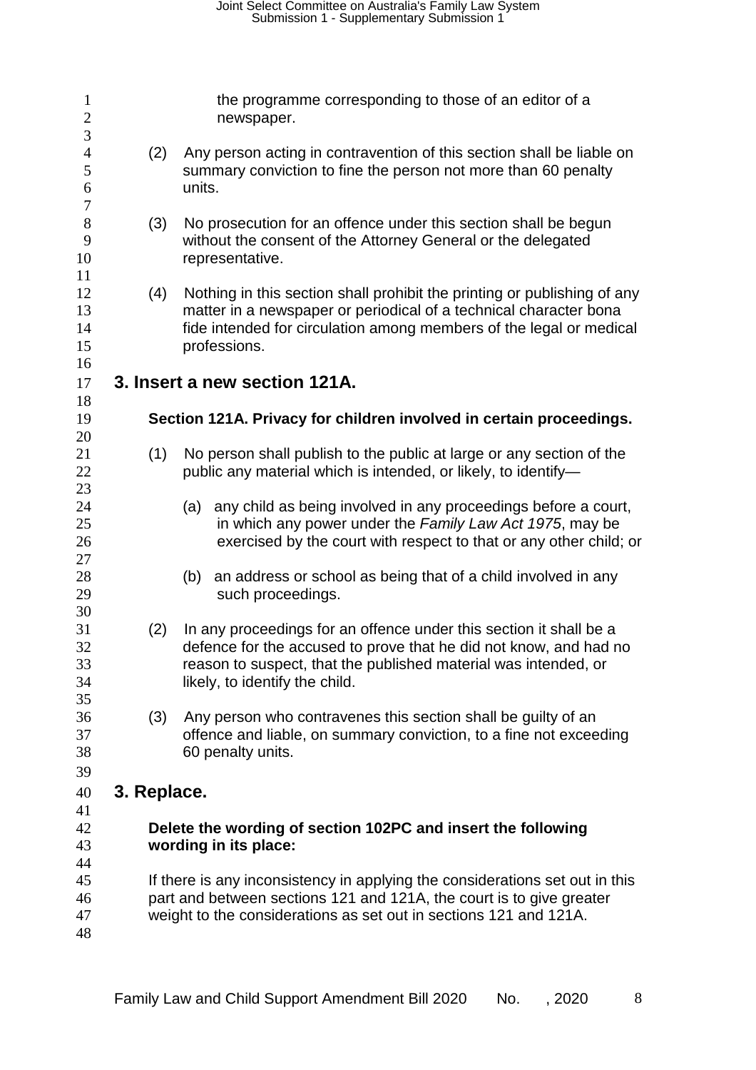the programme corresponding to those of an editor of a newspaper.

(2) Any person acting in contravention of this section shall be liable on summary conviction to fine the person not more than 60 penalty units.

(3) No prosecution for an offence under this section shall be begun without the consent of the Attorney General or the delegated representative.

(4) Nothing in this section shall prohibit the printing or publishing of any matter in a newspaper or periodical of a technical character bona fide intended for circulation among members of the legal or medical professions.

## 3. Insert a new section 121A.

**Section 121A. Privacy for children involved in certain proceedings.**

(1) No person shall publish to the public at large or any section of the public any material which is intended, or likely, to identify—

(a) any child as being involved in any proceedings before a court, in which any power under the *Family Law Act 1975*, may be exercised by the court with respect to that or any other child; or

(b) an address or school as being that of a child involved in any such proceedings.

(2) In any proceedings for an offence under this section it shall be a defence for the accused to prove that he did not know, and had no reason to suspect, that the published material was intended, or likely, to identify the child.

(3) Any person who contravenes this section shall be guilty of an offence and liable, on summary conviction, to a fine not exceeding 60 penalty units.

## 3. Replace.

**Delete the wording of section 102PC and insert the following wording in its place:**

If there is any inconsistency in applying the considerations set out in this part and between sections 121 and 121A, the court is to give greater weight to the considerations as set out in sections 121 and 121A.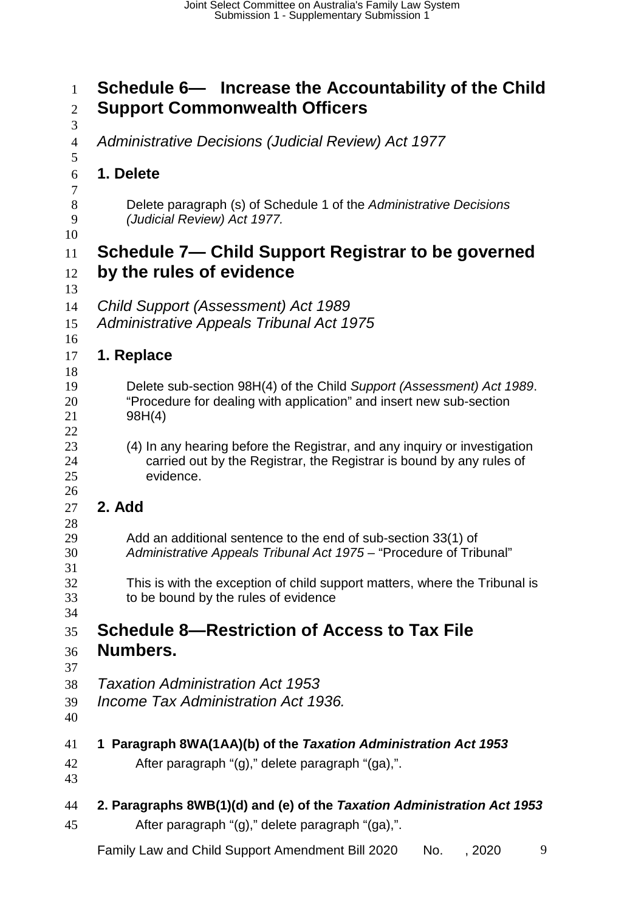## Schedule 6— Increase the Accountability of the Child Support Commonwealth Officers

*Administrative Decisions (Judicial Review) Act 1977*

### 1. Delete

Delete paragraph (s) of Schedule 1 of the *Administrative Decisions (Judicial Review) Act 1977.*

## Schedule 7— Child Support Registrar to be governed by the rules of evidence

*Child Support (Assessment) Act 1989*
*Administrative Appeals Tribunal Act 1975*

### 1. Replace

Delete sub-section 98H(4) of the Child *Support (Assessment) Act 1989*. "Procedure for dealing with application" and insert new sub-section 98H(4)

(4) In any hearing before the Registrar, and any inquiry or investigation carried out by the Registrar, the Registrar is bound by any rules of evidence.

### 2. Add

Add an additional sentence to the end of sub-section 33(1) of *Administrative Appeals Tribunal Act 1975* – "Procedure of Tribunal"

This is with the exception of child support matters, where the Tribunal is to be bound by the rules of evidence

## Schedule 8—Restriction of Access to Tax File Numbers.

*Taxation Administration Act 1953*
*Income Tax Administration Act 1936.*

**1 Paragraph 8WA(1AA)(b) of the *Taxation Administration Act 1953***

After paragraph "(g)," delete paragraph "(ga),".

**2. Paragraphs 8WB(1)(d) and (e) of the *Taxation Administration Act 1953***

After paragraph "(g)," delete paragraph "(ga),".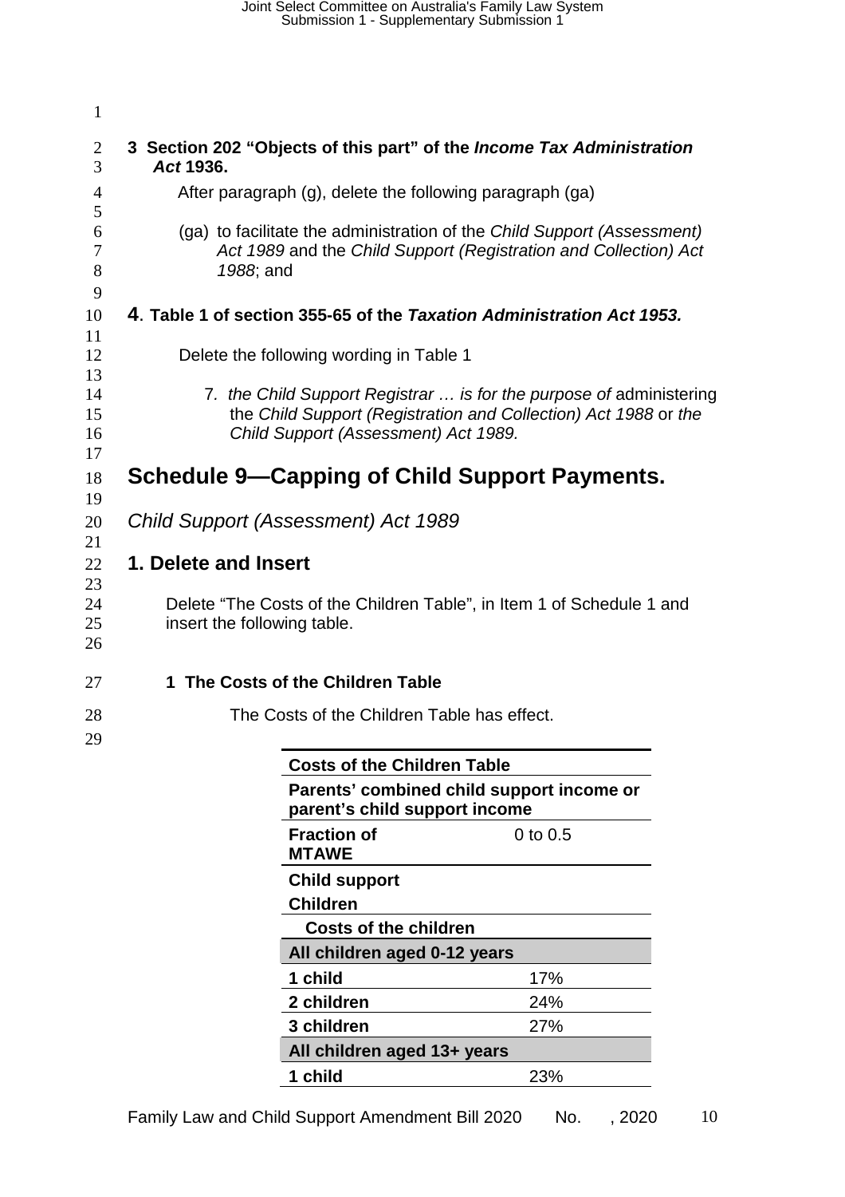**3 Section 202 "Objects of this part" of the *Income Tax Administration Act* 1936.**

After paragraph (g), delete the following paragraph (ga)

(ga) to facilitate the administration of the *Child Support (Assessment) Act 1989* and the *Child Support (Registration and Collection) Act 1988*; and

**4. Table 1 of section 355-65 of the *Taxation Administration Act 1953.***

Delete the following wording in Table 1

7. *the Child Support Registrar … is for the purpose of* administering the *Child Support (Registration and Collection) Act 1988* or *the Child Support (Assessment) Act 1989.*

# Schedule 9—Capping of Child Support Payments.

*Child Support (Assessment) Act 1989*

## 1. Delete and Insert

Delete "The Costs of the Children Table", in Item 1 of Schedule 1 and insert the following table.

**1 The Costs of the Children Table**

The Costs of the Children Table has effect.

| **Costs of the Children Table** | |
|---|---|
| **Parents' combined child support income or parent's child support income** | |
| **Fraction of MTAWE** | 0 to 0.5 |
| **Child support Children** | |
| **Costs of the children** | |
| **All children aged 0-12 years** | |
| **1 child** | 17% |
| **2 children** | 24% |
| **3 children** | 27% |
| **All children aged 13+ years** | |
| **1 child** | 23% |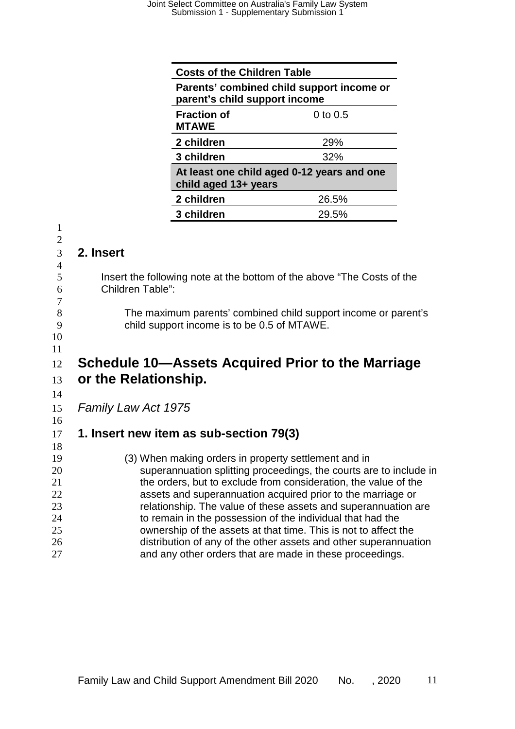| Costs of the Children Table | |
|---|---|
| Parents' combined child support income or parent's child support income | |
| Fraction of MTAWE | 0 to 0.5 |
| 2 children | 29% |
| 3 children | 32% |
| At least one child aged 0-12 years and one child aged 13+ years | |
| 2 children | 26.5% |
| 3 children | 29.5% |

### 2. Insert

Insert the following note at the bottom of the above "The Costs of the Children Table":

> The maximum parents' combined child support income or parent's child support income is to be 0.5 of MTAWE.

## Schedule 10—Assets Acquired Prior to the Marriage or the Relationship.

*Family Law Act 1975*

### 1. Insert new item as sub-section 79(3)

> (3) When making orders in property settlement and in superannuation splitting proceedings, the courts are to include in the orders, but to exclude from consideration, the value of the assets and superannuation acquired prior to the marriage or relationship. The value of these assets and superannuation are to remain in the possession of the individual that had the ownership of the assets at that time. This is not to affect the distribution of any of the other assets and other superannuation and any other orders that are made in these proceedings.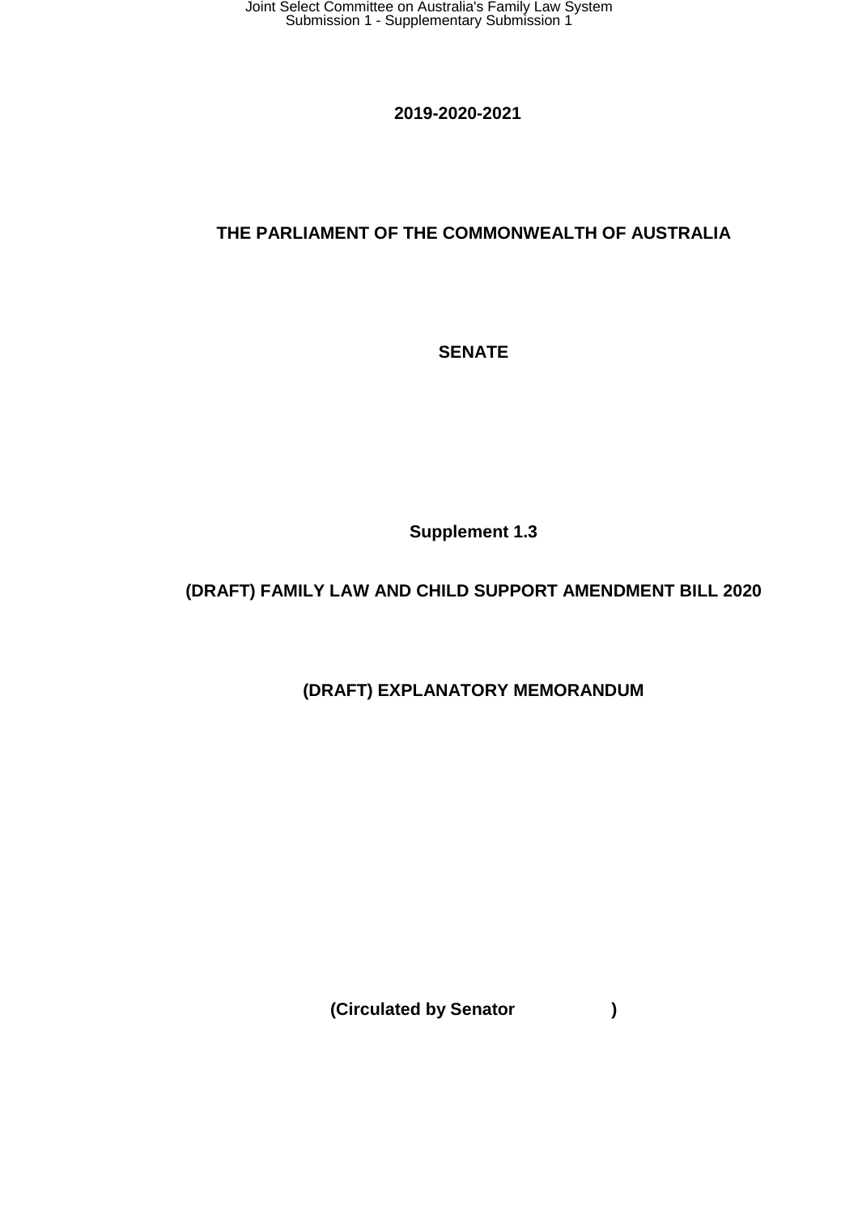**2019-2020-2021**

**THE PARLIAMENT OF THE COMMONWEALTH OF AUSTRALIA**

**SENATE**

**Supplement 1.3**

**(DRAFT) FAMILY LAW AND CHILD SUPPORT AMENDMENT BILL 2020**

**(DRAFT) EXPLANATORY MEMORANDUM**

**(Circulated by Senator )**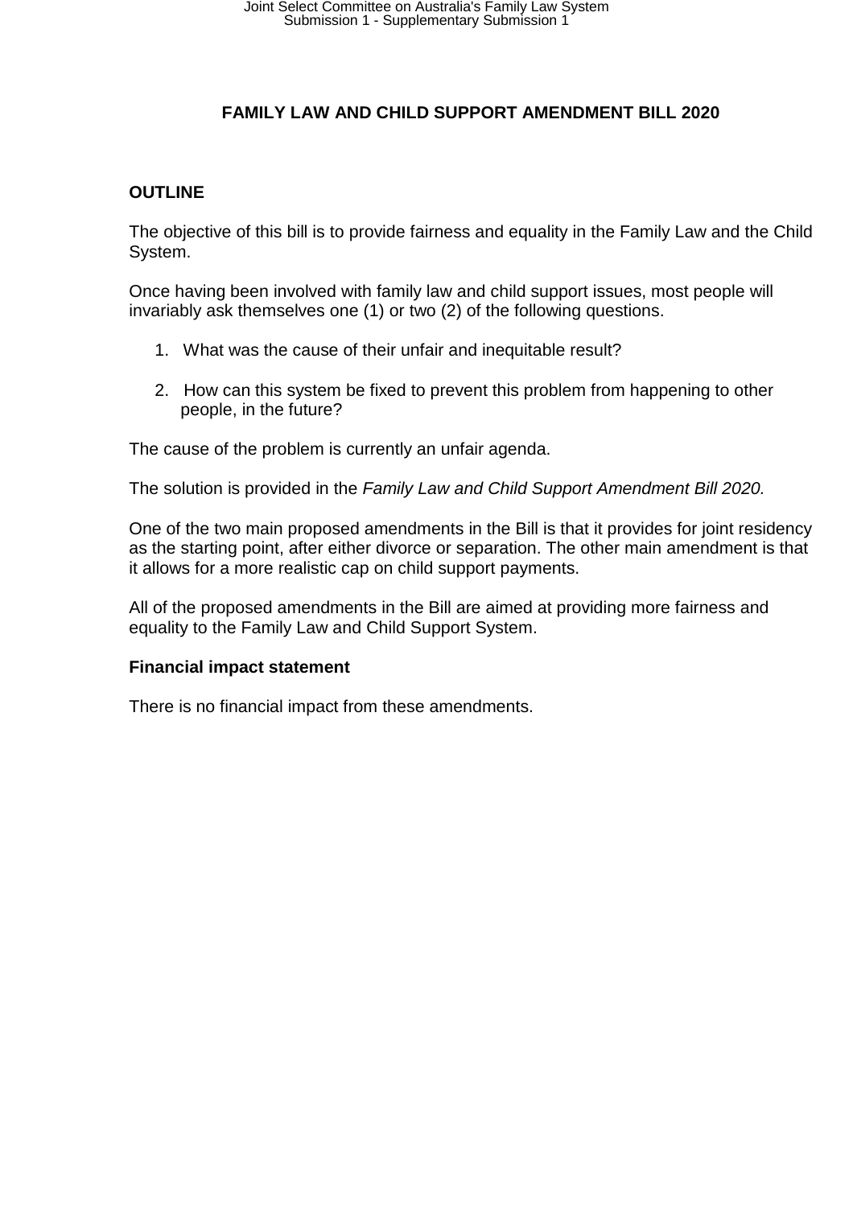# FAMILY LAW AND CHILD SUPPORT AMENDMENT BILL 2020

## OUTLINE

The objective of this bill is to provide fairness and equality in the Family Law and the Child System.

Once having been involved with family law and child support issues, most people will invariably ask themselves one (1) or two (2) of the following questions.

1. What was the cause of their unfair and inequitable result?

2. How can this system be fixed to prevent this problem from happening to other people, in the future?

The cause of the problem is currently an unfair agenda.

The solution is provided in the *Family Law and Child Support Amendment Bill 2020.*

One of the two main proposed amendments in the Bill is that it provides for joint residency as the starting point, after either divorce or separation. The other main amendment is that it allows for a more realistic cap on child support payments.

All of the proposed amendments in the Bill are aimed at providing more fairness and equality to the Family Law and Child Support System.

**Financial impact statement**

There is no financial impact from these amendments.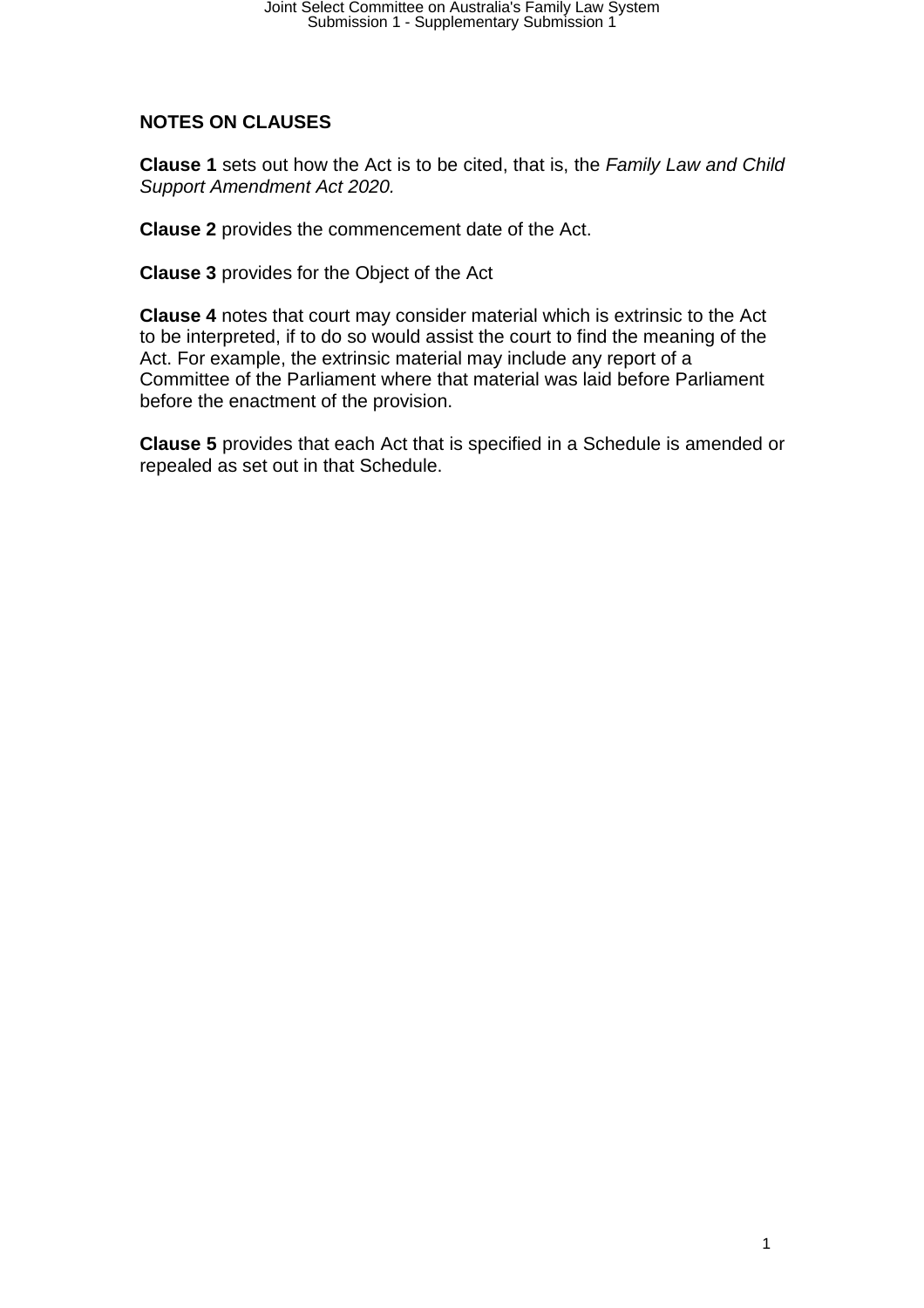**NOTES ON CLAUSES**

**Clause 1** sets out how the Act is to be cited, that is, the *Family Law and Child Support Amendment Act 2020.*

**Clause 2** provides the commencement date of the Act.

**Clause 3** provides for the Object of the Act

**Clause 4** notes that court may consider material which is extrinsic to the Act to be interpreted, if to do so would assist the court to find the meaning of the Act. For example, the extrinsic material may include any report of a Committee of the Parliament where that material was laid before Parliament before the enactment of the provision.

**Clause 5** provides that each Act that is specified in a Schedule is amended or repealed as set out in that Schedule.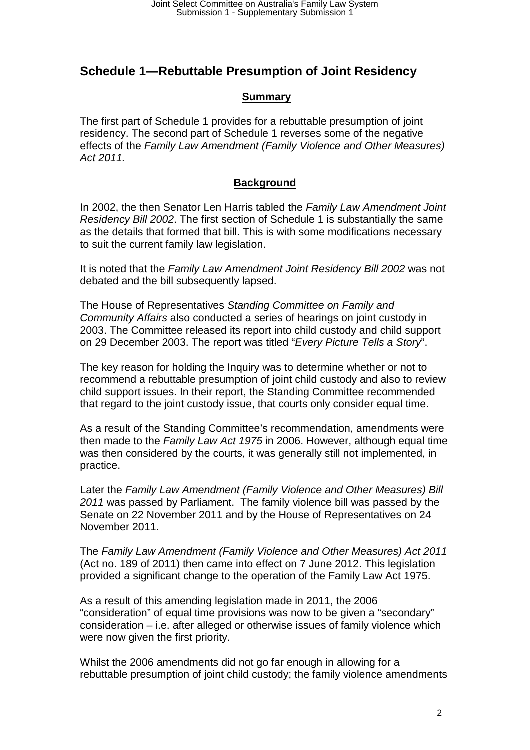## Schedule 1—Rebuttable Presumption of Joint Residency

**Summary**

The first part of Schedule 1 provides for a rebuttable presumption of joint residency. The second part of Schedule 1 reverses some of the negative effects of the *Family Law Amendment (Family Violence and Other Measures) Act 2011.*

**Background**

In 2002, the then Senator Len Harris tabled the *Family Law Amendment Joint Residency Bill 2002*. The first section of Schedule 1 is substantially the same as the details that formed that bill. This is with some modifications necessary to suit the current family law legislation.

It is noted that the *Family Law Amendment Joint Residency Bill 2002* was not debated and the bill subsequently lapsed.

The House of Representatives *Standing Committee on Family and Community Affairs* also conducted a series of hearings on joint custody in 2003. The Committee released its report into child custody and child support on 29 December 2003. The report was titled "*Every Picture Tells a Story*".

The key reason for holding the Inquiry was to determine whether or not to recommend a rebuttable presumption of joint child custody and also to review child support issues. In their report, the Standing Committee recommended that regard to the joint custody issue, that courts only consider equal time.

As a result of the Standing Committee's recommendation, amendments were then made to the *Family Law Act 1975* in 2006. However, although equal time was then considered by the courts, it was generally still not implemented, in practice.

Later the *Family Law Amendment (Family Violence and Other Measures) Bill 2011* was passed by Parliament. The family violence bill was passed by the Senate on 22 November 2011 and by the House of Representatives on 24 November 2011.

The *Family Law Amendment (Family Violence and Other Measures) Act 2011* (Act no. 189 of 2011) then came into effect on 7 June 2012. This legislation provided a significant change to the operation of the Family Law Act 1975.

As a result of this amending legislation made in 2011, the 2006 "consideration" of equal time provisions was now to be given a "secondary" consideration – i.e. after alleged or otherwise issues of family violence which were now given the first priority.

Whilst the 2006 amendments did not go far enough in allowing for a rebuttable presumption of joint child custody; the family violence amendments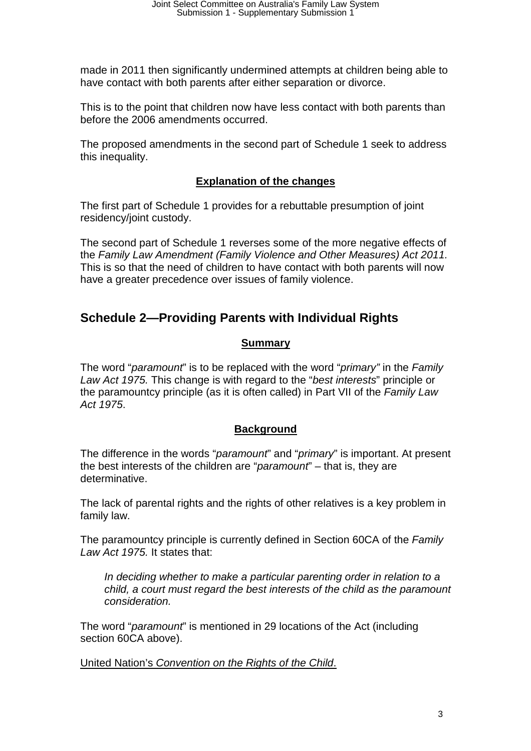made in 2011 then significantly undermined attempts at children being able to have contact with both parents after either separation or divorce.

This is to the point that children now have less contact with both parents than before the 2006 amendments occurred.

The proposed amendments in the second part of Schedule 1 seek to address this inequality.

**Explanation of the changes**

The first part of Schedule 1 provides for a rebuttable presumption of joint residency/joint custody.

The second part of Schedule 1 reverses some of the more negative effects of the *Family Law Amendment (Family Violence and Other Measures) Act 2011.* This is so that the need of children to have contact with both parents will now have a greater precedence over issues of family violence.

## Schedule 2—Providing Parents with Individual Rights

**Summary**

The word "*paramount*" is to be replaced with the word "*primary"* in the *Family Law Act 1975.* This change is with regard to the "*best interests*" principle or the paramountcy principle (as it is often called) in Part VII of the *Family Law Act 1975*.

**Background**

The difference in the words "*paramount*" and "*primary*" is important. At present the best interests of the children are "*paramount*" – that is, they are determinative.

The lack of parental rights and the rights of other relatives is a key problem in family law.

The paramountcy principle is currently defined in Section 60CA of the *Family Law Act 1975.* It states that:

> *In deciding whether to make a particular parenting order in relation to a child, a court must regard the best interests of the child as the paramount consideration.*

The word "*paramount*" is mentioned in 29 locations of the Act (including section 60CA above).

United Nation's *Convention on the Rights of the Child*.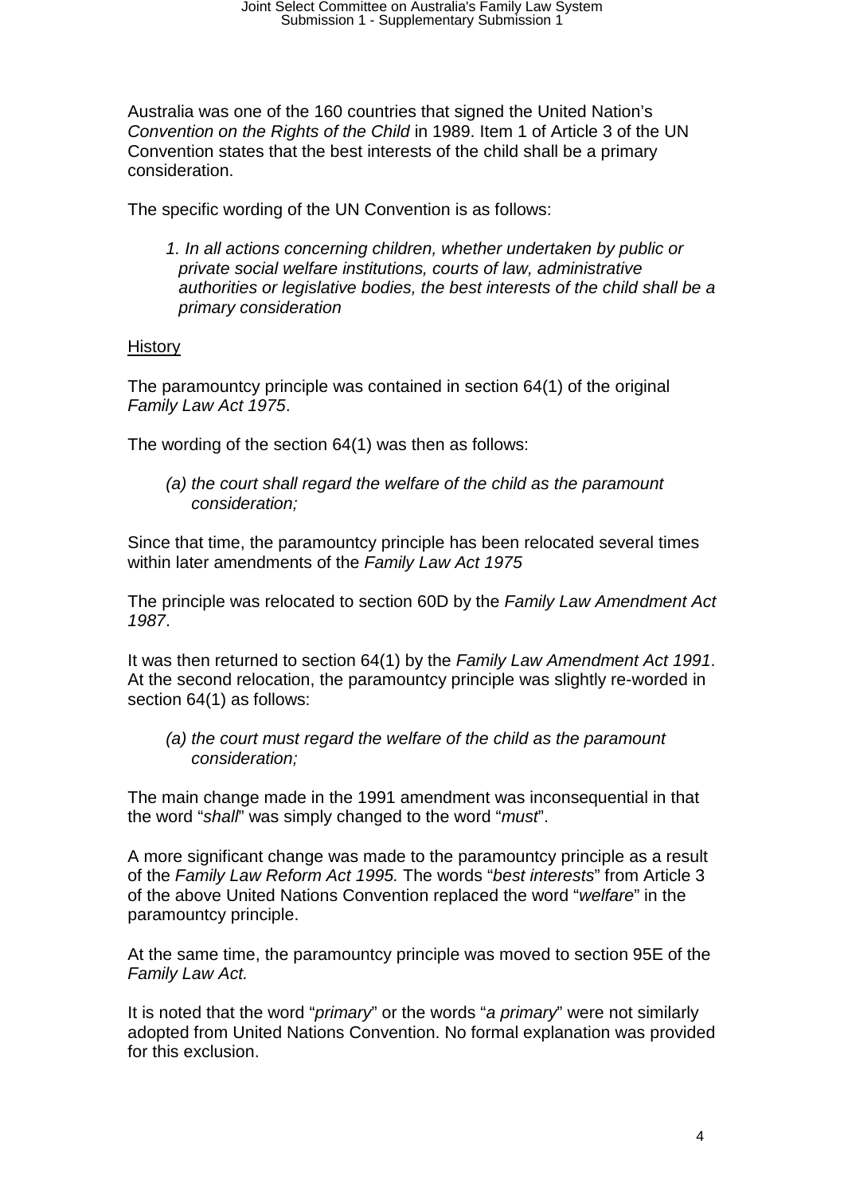Australia was one of the 160 countries that signed the United Nation's *Convention on the Rights of the Child* in 1989. Item 1 of Article 3 of the UN Convention states that the best interests of the child shall be a primary consideration.

The specific wording of the UN Convention is as follows:

> *1. In all actions concerning children, whether undertaken by public or private social welfare institutions, courts of law, administrative authorities or legislative bodies, the best interests of the child shall be a primary consideration*

<u>History</u>

The paramountcy principle was contained in section 64(1) of the original *Family Law Act 1975*.

The wording of the section 64(1) was then as follows:

> *(a) the court shall regard the welfare of the child as the paramount consideration;*

Since that time, the paramountcy principle has been relocated several times within later amendments of the *Family Law Act 1975*

The principle was relocated to section 60D by the *Family Law Amendment Act 1987*.

It was then returned to section 64(1) by the *Family Law Amendment Act 1991*. At the second relocation, the paramountcy principle was slightly re-worded in section 64(1) as follows:

> *(a) the court must regard the welfare of the child as the paramount consideration;*

The main change made in the 1991 amendment was inconsequential in that the word "*shall*" was simply changed to the word "*must*".

A more significant change was made to the paramountcy principle as a result of the *Family Law Reform Act 1995.* The words "*best interests*" from Article 3 of the above United Nations Convention replaced the word "*welfare*" in the paramountcy principle.

At the same time, the paramountcy principle was moved to section 95E of the *Family Law Act.*

It is noted that the word "*primary*" or the words "*a primary*" were not similarly adopted from United Nations Convention. No formal explanation was provided for this exclusion.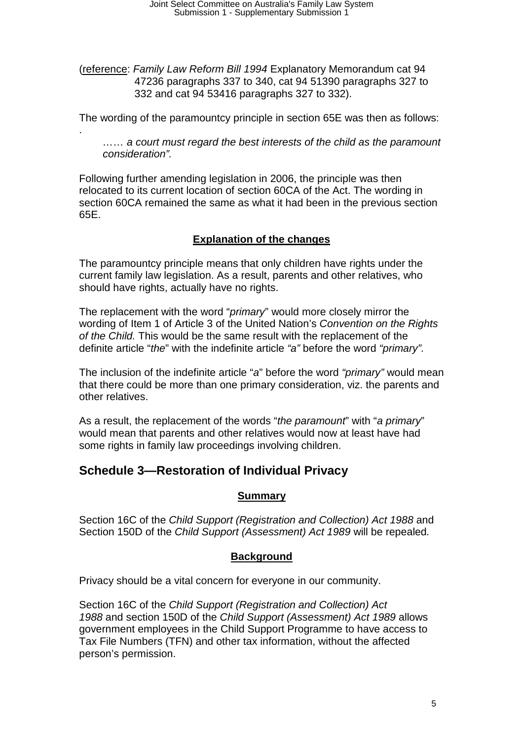(reference: *Family Law Reform Bill 1994* Explanatory Memorandum cat 94 47236 paragraphs 337 to 340, cat 94 51390 paragraphs 327 to 332 and cat 94 53416 paragraphs 327 to 332).

The wording of the paramountcy principle in section 65E was then as follows:
.

> *…… a court must regard the best interests of the child as the paramount consideration".*

Following further amending legislation in 2006, the principle was then relocated to its current location of section 60CA of the Act. The wording in section 60CA remained the same as what it had been in the previous section 65E.

**Explanation of the changes**

The paramountcy principle means that only children have rights under the current family law legislation. As a result, parents and other relatives, who should have rights, actually have no rights.

The replacement with the word "*primary*" would more closely mirror the wording of Item 1 of Article 3 of the United Nation's *Convention on the Rights of the Child.* This would be the same result with the replacement of the definite article "*the*" with the indefinite article *"a"* before the word *"primary".*

The inclusion of the indefinite article "*a*" before the word *"primary"* would mean that there could be more than one primary consideration, viz. the parents and other relatives.

As a result, the replacement of the words "*the paramount*" with "*a primary*" would mean that parents and other relatives would now at least have had some rights in family law proceedings involving children.

## Schedule 3—Restoration of Individual Privacy

**Summary**

Section 16C of the *Child Support (Registration and Collection) Act 1988* and Section 150D of the *Child Support (Assessment) Act 1989* will be repealed*.*

**Background**

Privacy should be a vital concern for everyone in our community.

Section 16C of the *Child Support (Registration and Collection) Act 1988* and section 150D of the *Child Support (Assessment) Act 1989* allows government employees in the Child Support Programme to have access to Tax File Numbers (TFN) and other tax information, without the affected person's permission.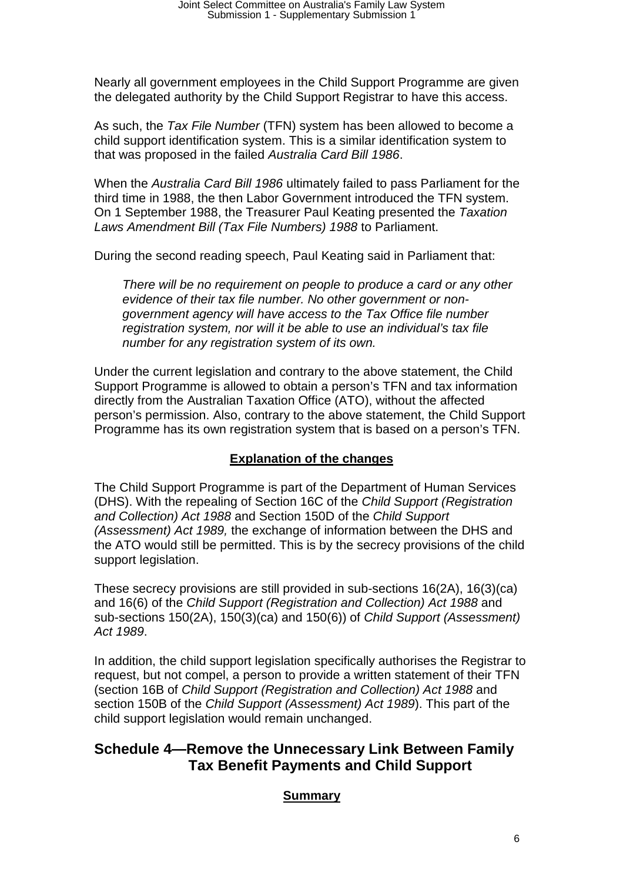Nearly all government employees in the Child Support Programme are given the delegated authority by the Child Support Registrar to have this access.

As such, the *Tax File Number* (TFN) system has been allowed to become a child support identification system. This is a similar identification system to that was proposed in the failed *Australia Card Bill 1986*.

When the *Australia Card Bill 1986* ultimately failed to pass Parliament for the third time in 1988, the then Labor Government introduced the TFN system. On 1 September 1988, the Treasurer Paul Keating presented the *Taxation Laws Amendment Bill (Tax File Numbers) 1988* to Parliament.

During the second reading speech, Paul Keating said in Parliament that:

> *There will be no requirement on people to produce a card or any other evidence of their tax file number. No other government or non-government agency will have access to the Tax Office file number registration system, nor will it be able to use an individual's tax file number for any registration system of its own.*

Under the current legislation and contrary to the above statement, the Child Support Programme is allowed to obtain a person's TFN and tax information directly from the Australian Taxation Office (ATO), without the affected person's permission. Also, contrary to the above statement, the Child Support Programme has its own registration system that is based on a person's TFN.

**Explanation of the changes**

The Child Support Programme is part of the Department of Human Services (DHS). With the repealing of Section 16C of the *Child Support (Registration and Collection) Act 1988* and Section 150D of the *Child Support (Assessment) Act 1989,* the exchange of information between the DHS and the ATO would still be permitted. This is by the secrecy provisions of the child support legislation.

These secrecy provisions are still provided in sub-sections 16(2A), 16(3)(ca) and 16(6) of the *Child Support (Registration and Collection) Act 1988* and sub-sections 150(2A), 150(3)(ca) and 150(6)) of *Child Support (Assessment) Act 1989*.

In addition, the child support legislation specifically authorises the Registrar to request, but not compel, a person to provide a written statement of their TFN (section 16B of *Child Support (Registration and Collection) Act 1988* and section 150B of the *Child Support (Assessment) Act 1989*). This part of the child support legislation would remain unchanged.

## Schedule 4—Remove the Unnecessary Link Between Family Tax Benefit Payments and Child Support

**Summary**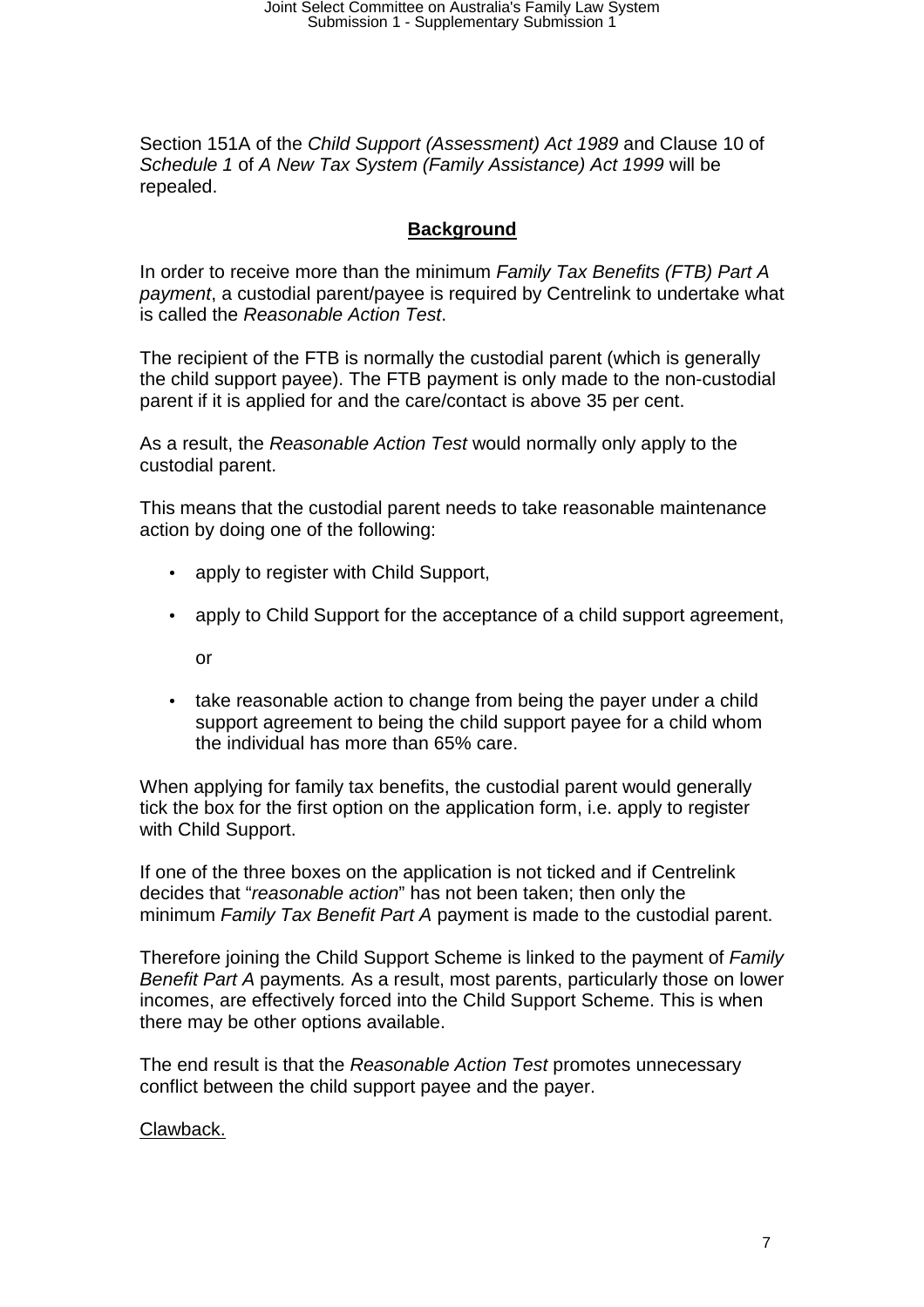Section 151A of the *Child Support (Assessment) Act 1989* and Clause 10 of *Schedule 1* of *A New Tax System (Family Assistance) Act 1999* will be repealed.

## **Background**

In order to receive more than the minimum *Family Tax Benefits (FTB) Part A payment*, a custodial parent/payee is required by Centrelink to undertake what is called the *Reasonable Action Test*.

The recipient of the FTB is normally the custodial parent (which is generally the child support payee). The FTB payment is only made to the non-custodial parent if it is applied for and the care/contact is above 35 per cent.

As a result, the *Reasonable Action Test* would normally only apply to the custodial parent.

This means that the custodial parent needs to take reasonable maintenance action by doing one of the following:

- apply to register with Child Support,
- apply to Child Support for the acceptance of a child support agreement,

  or

- take reasonable action to change from being the payer under a child support agreement to being the child support payee for a child whom the individual has more than 65% care.

When applying for family tax benefits, the custodial parent would generally tick the box for the first option on the application form, i.e. apply to register with Child Support.

If one of the three boxes on the application is not ticked and if Centrelink decides that "*reasonable action*" has not been taken; then only the minimum *Family Tax Benefit Part A* payment is made to the custodial parent.

Therefore joining the Child Support Scheme is linked to the payment of *Family Benefit Part A* payments*.* As a result, most parents, particularly those on lower incomes, are effectively forced into the Child Support Scheme. This is when there may be other options available.

The end result is that the *Reasonable Action Test* promotes unnecessary conflict between the child support payee and the payer.

<u>Clawback.</u>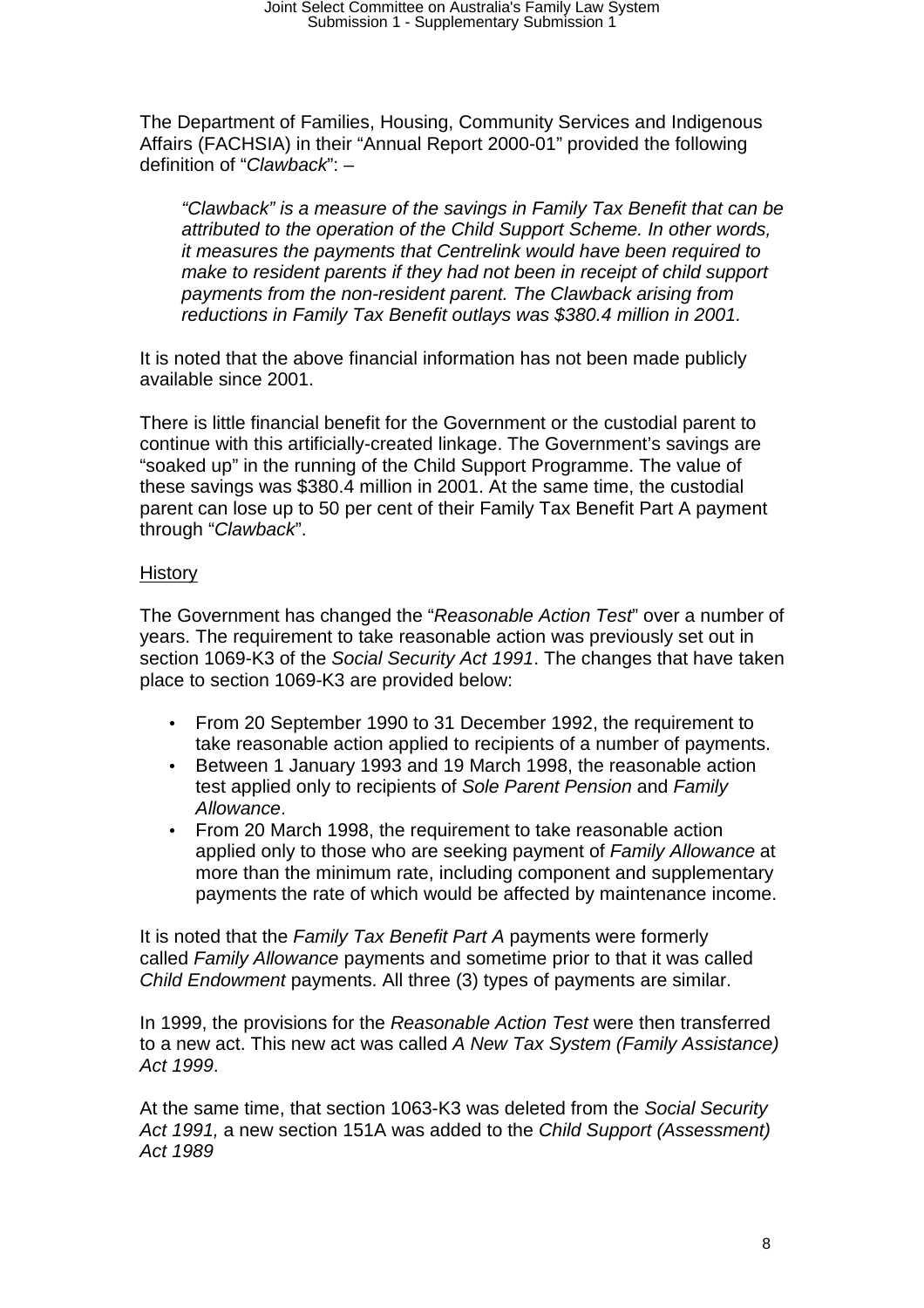The Department of Families, Housing, Community Services and Indigenous Affairs (FACHSIA) in their "Annual Report 2000-01" provided the following definition of "*Clawback*": –

> *"Clawback" is a measure of the savings in Family Tax Benefit that can be attributed to the operation of the Child Support Scheme. In other words, it measures the payments that Centrelink would have been required to make to resident parents if they had not been in receipt of child support payments from the non-resident parent. The Clawback arising from reductions in Family Tax Benefit outlays was $380.4 million in 2001.*

It is noted that the above financial information has not been made publicly available since 2001.

There is little financial benefit for the Government or the custodial parent to continue with this artificially-created linkage. The Government's savings are "soaked up" in the running of the Child Support Programme. The value of these savings was $380.4 million in 2001. At the same time, the custodial parent can lose up to 50 per cent of their Family Tax Benefit Part A payment through "*Clawback*".

<u>History</u>

The Government has changed the "*Reasonable Action Test*" over a number of years. The requirement to take reasonable action was previously set out in section 1069-K3 of the *Social Security Act 1991*. The changes that have taken place to section 1069-K3 are provided below:

- From 20 September 1990 to 31 December 1992, the requirement to take reasonable action applied to recipients of a number of payments.
- Between 1 January 1993 and 19 March 1998, the reasonable action test applied only to recipients of *Sole Parent Pension* and *Family Allowance*.
- From 20 March 1998, the requirement to take reasonable action applied only to those who are seeking payment of *Family Allowance* at more than the minimum rate, including component and supplementary payments the rate of which would be affected by maintenance income.

It is noted that the *Family Tax Benefit Part A* payments were formerly called *Family Allowance* payments and sometime prior to that it was called *Child Endowment* payments. All three (3) types of payments are similar.

In 1999, the provisions for the *Reasonable Action Test* were then transferred to a new act. This new act was called *A New Tax System (Family Assistance) Act 1999*.

At the same time, that section 1063-K3 was deleted from the *Social Security Act 1991,* a new section 151A was added to the *Child Support (Assessment) Act 1989*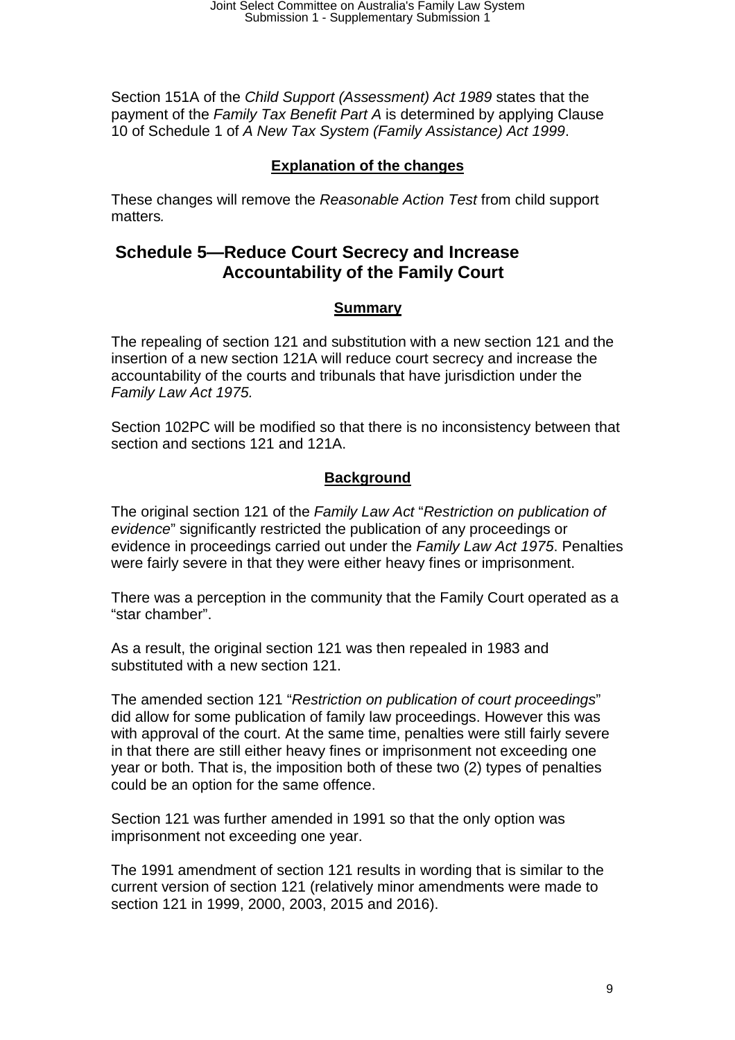Section 151A of the *Child Support (Assessment) Act 1989* states that the payment of the *Family Tax Benefit Part A* is determined by applying Clause 10 of Schedule 1 of *A New Tax System (Family Assistance) Act 1999*.

**Explanation of the changes**

These changes will remove the *Reasonable Action Test* from child support matters*.*

## Schedule 5—Reduce Court Secrecy and Increase Accountability of the Family Court

**Summary**

The repealing of section 121 and substitution with a new section 121 and the insertion of a new section 121A will reduce court secrecy and increase the accountability of the courts and tribunals that have jurisdiction under the *Family Law Act 1975.*

Section 102PC will be modified so that there is no inconsistency between that section and sections 121 and 121A.

**Background**

The original section 121 of the *Family Law Act* "*Restriction on publication of evidence*" significantly restricted the publication of any proceedings or evidence in proceedings carried out under the *Family Law Act 1975*. Penalties were fairly severe in that they were either heavy fines or imprisonment.

There was a perception in the community that the Family Court operated as a "star chamber".

As a result, the original section 121 was then repealed in 1983 and substituted with a new section 121.

The amended section 121 "*Restriction on publication of court proceedings*" did allow for some publication of family law proceedings. However this was with approval of the court. At the same time, penalties were still fairly severe in that there are still either heavy fines or imprisonment not exceeding one year or both. That is, the imposition both of these two (2) types of penalties could be an option for the same offence.

Section 121 was further amended in 1991 so that the only option was imprisonment not exceeding one year.

The 1991 amendment of section 121 results in wording that is similar to the current version of section 121 (relatively minor amendments were made to section 121 in 1999, 2000, 2003, 2015 and 2016).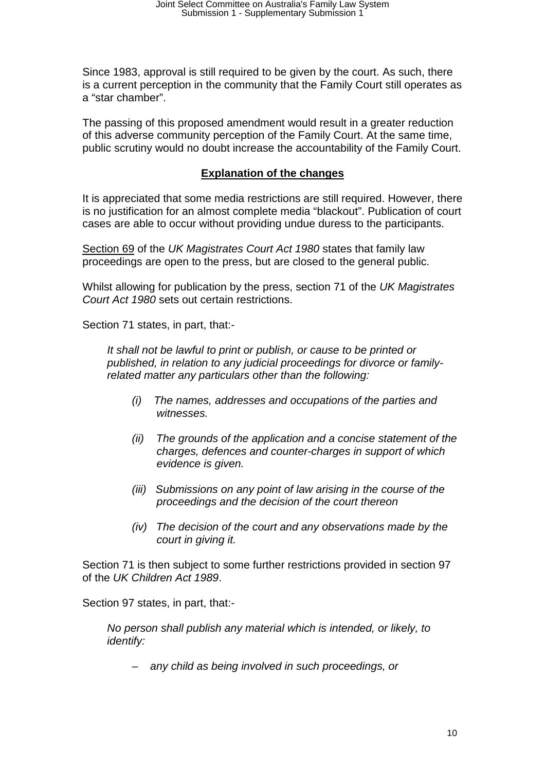Since 1983, approval is still required to be given by the court. As such, there is a current perception in the community that the Family Court still operates as a “star chamber”.

The passing of this proposed amendment would result in a greater reduction of this adverse community perception of the Family Court. At the same time, public scrutiny would no doubt increase the accountability of the Family Court.

**Explanation of the changes**

It is appreciated that some media restrictions are still required. However, there is no justification for an almost complete media “blackout”. Publication of court cases are able to occur without providing undue duress to the participants.

Section 69 of the *UK Magistrates Court Act 1980* states that family law proceedings are open to the press, but are closed to the general public.

Whilst allowing for publication by the press, section 71 of the *UK Magistrates Court Act 1980* sets out certain restrictions.

Section 71 states, in part, that:-

> *It shall not be lawful to print or publish, or cause to be printed or published, in relation to any judicial proceedings for divorce or family-related matter any particulars other than the following:*
>
> *(i) The names, addresses and occupations of the parties and witnesses.*
>
> *(ii) The grounds of the application and a concise statement of the charges, defences and counter-charges in support of which evidence is given.*
>
> *(iii) Submissions on any point of law arising in the course of the proceedings and the decision of the court thereon*
>
> *(iv) The decision of the court and any observations made by the court in giving it.*

Section 71 is then subject to some further restrictions provided in section 97 of the *UK Children Act 1989*.

Section 97 states, in part, that:-

> *No person shall publish any material which is intended, or likely, to identify:*
>
> – *any child as being involved in such proceedings, or*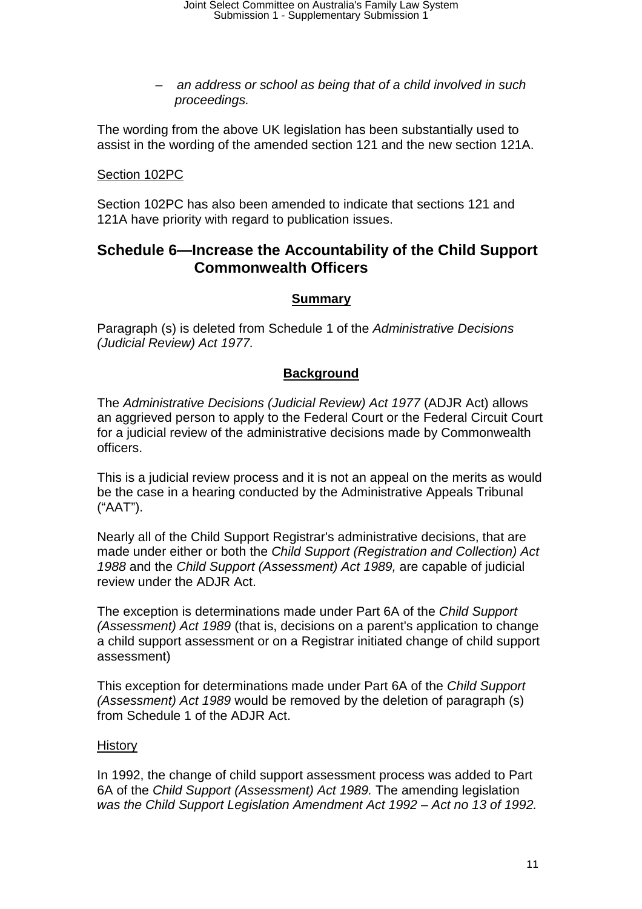– *an address or school as being that of a child involved in such proceedings.*

The wording from the above UK legislation has been substantially used to assist in the wording of the amended section 121 and the new section 121A.

Section 102PC

Section 102PC has also been amended to indicate that sections 121 and 121A have priority with regard to publication issues.

## Schedule 6—Increase the Accountability of the Child Support Commonwealth Officers

### **Summary**

Paragraph (s) is deleted from Schedule 1 of the *Administrative Decisions (Judicial Review) Act 1977.*

### **Background**

The *Administrative Decisions (Judicial Review) Act 1977* (ADJR Act) allows an aggrieved person to apply to the Federal Court or the Federal Circuit Court for a judicial review of the administrative decisions made by Commonwealth officers.

This is a judicial review process and it is not an appeal on the merits as would be the case in a hearing conducted by the Administrative Appeals Tribunal ("AAT").

Nearly all of the Child Support Registrar's administrative decisions, that are made under either or both the *Child Support (Registration and Collection) Act 1988* and the *Child Support (Assessment) Act 1989,* are capable of judicial review under the ADJR Act.

The exception is determinations made under Part 6A of the *Child Support (Assessment) Act 1989* (that is, decisions on a parent's application to change a child support assessment or on a Registrar initiated change of child support assessment)

This exception for determinations made under Part 6A of the *Child Support (Assessment) Act 1989* would be removed by the deletion of paragraph (s) from Schedule 1 of the ADJR Act.

History

In 1992, the change of child support assessment process was added to Part 6A of the *Child Support (Assessment) Act 1989.* The amending legislation *was the Child Support Legislation Amendment Act 1992 – Act no 13 of 1992.*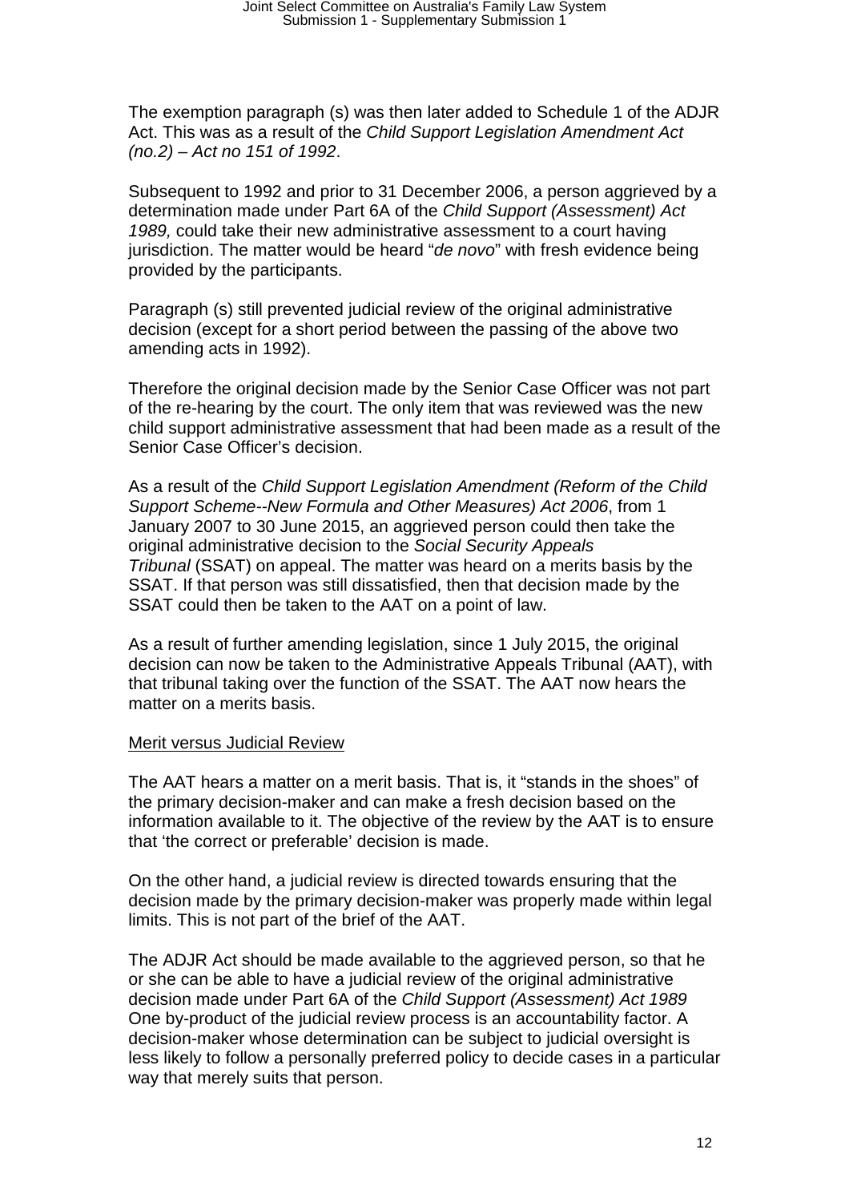The exemption paragraph (s) was then later added to Schedule 1 of the ADJR Act. This was as a result of the *Child Support Legislation Amendment Act (no.2) – Act no 151 of 1992*.

Subsequent to 1992 and prior to 31 December 2006, a person aggrieved by a determination made under Part 6A of the *Child Support (Assessment) Act 1989,* could take their new administrative assessment to a court having jurisdiction. The matter would be heard "*de novo*" with fresh evidence being provided by the participants.

Paragraph (s) still prevented judicial review of the original administrative decision (except for a short period between the passing of the above two amending acts in 1992).

Therefore the original decision made by the Senior Case Officer was not part of the re-hearing by the court. The only item that was reviewed was the new child support administrative assessment that had been made as a result of the Senior Case Officer's decision.

As a result of the *Child Support Legislation Amendment (Reform of the Child Support Scheme--New Formula and Other Measures) Act 2006*, from 1 January 2007 to 30 June 2015, an aggrieved person could then take the original administrative decision to the *Social Security Appeals Tribunal* (SSAT) on appeal. The matter was heard on a merits basis by the SSAT. If that person was still dissatisfied, then that decision made by the SSAT could then be taken to the AAT on a point of law.

As a result of further amending legislation, since 1 July 2015, the original decision can now be taken to the Administrative Appeals Tribunal (AAT), with that tribunal taking over the function of the SSAT. The AAT now hears the matter on a merits basis.

<u>Merit versus Judicial Review</u>

The AAT hears a matter on a merit basis. That is, it "stands in the shoes" of the primary decision-maker and can make a fresh decision based on the information available to it. The objective of the review by the AAT is to ensure that 'the correct or preferable' decision is made.

On the other hand, a judicial review is directed towards ensuring that the decision made by the primary decision-maker was properly made within legal limits. This is not part of the brief of the AAT.

The ADJR Act should be made available to the aggrieved person, so that he or she can be able to have a judicial review of the original administrative decision made under Part 6A of the *Child Support (Assessment) Act 1989* One by-product of the judicial review process is an accountability factor. A decision-maker whose determination can be subject to judicial oversight is less likely to follow a personally preferred policy to decide cases in a particular way that merely suits that person.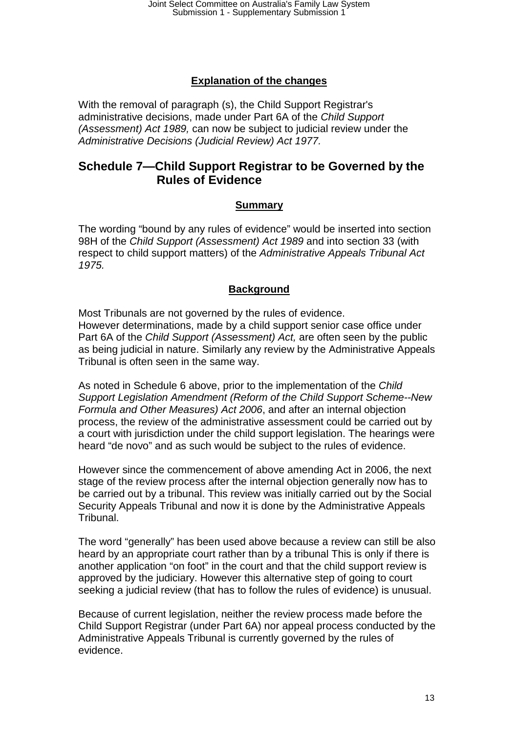### Explanation of the changes

With the removal of paragraph (s), the Child Support Registrar's administrative decisions, made under Part 6A of the *Child Support (Assessment) Act 1989,* can now be subject to judicial review under the *Administrative Decisions (Judicial Review) Act 1977.*

## Schedule 7—Child Support Registrar to be Governed by the Rules of Evidence

### Summary

The wording "bound by any rules of evidence" would be inserted into section 98H of the *Child Support (Assessment) Act 1989* and into section 33 (with respect to child support matters) of the *Administrative Appeals Tribunal Act 1975.*

### Background

Most Tribunals are not governed by the rules of evidence.
However determinations, made by a child support senior case office under Part 6A of the *Child Support (Assessment) Act,* are often seen by the public as being judicial in nature. Similarly any review by the Administrative Appeals Tribunal is often seen in the same way.

As noted in Schedule 6 above, prior to the implementation of the *Child Support Legislation Amendment (Reform of the Child Support Scheme--New Formula and Other Measures) Act 2006*, and after an internal objection process, the review of the administrative assessment could be carried out by a court with jurisdiction under the child support legislation. The hearings were heard "de novo" and as such would be subject to the rules of evidence.

However since the commencement of above amending Act in 2006, the next stage of the review process after the internal objection generally now has to be carried out by a tribunal. This review was initially carried out by the Social Security Appeals Tribunal and now it is done by the Administrative Appeals Tribunal.

The word "generally" has been used above because a review can still be also heard by an appropriate court rather than by a tribunal This is only if there is another application "on foot" in the court and that the child support review is approved by the judiciary. However this alternative step of going to court seeking a judicial review (that has to follow the rules of evidence) is unusual.

Because of current legislation, neither the review process made before the Child Support Registrar (under Part 6A) nor appeal process conducted by the Administrative Appeals Tribunal is currently governed by the rules of evidence.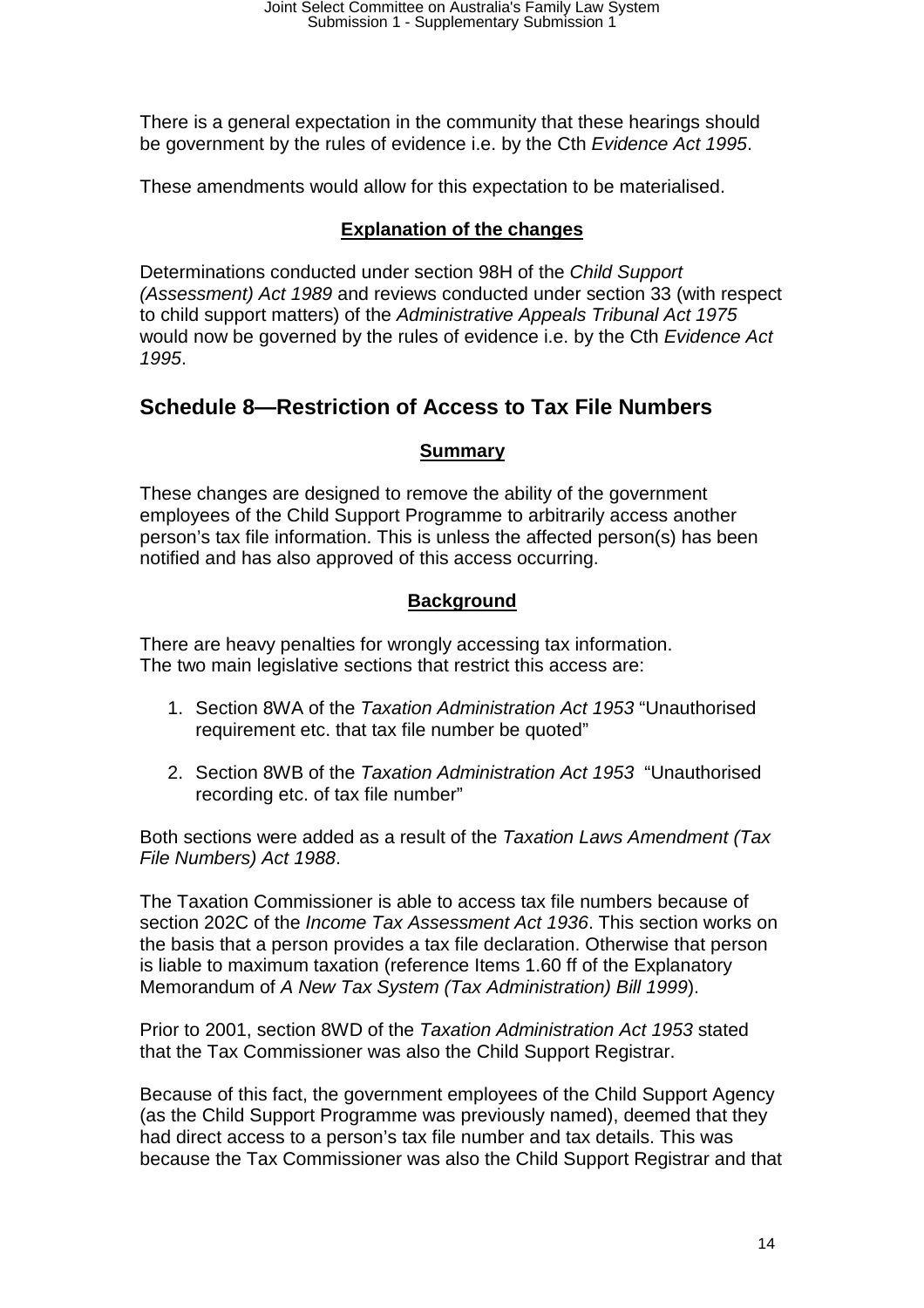There is a general expectation in the community that these hearings should be government by the rules of evidence i.e. by the Cth *Evidence Act 1995*.

These amendments would allow for this expectation to be materialised.

**Explanation of the changes**

Determinations conducted under section 98H of the *Child Support (Assessment) Act 1989* and reviews conducted under section 33 (with respect to child support matters) of the *Administrative Appeals Tribunal Act 1975* would now be governed by the rules of evidence i.e. by the Cth *Evidence Act 1995*.

## Schedule 8—Restriction of Access to Tax File Numbers

**Summary**

These changes are designed to remove the ability of the government employees of the Child Support Programme to arbitrarily access another person's tax file information. This is unless the affected person(s) has been notified and has also approved of this access occurring.

**Background**

There are heavy penalties for wrongly accessing tax information.
The two main legislative sections that restrict this access are:

1. Section 8WA of the *Taxation Administration Act 1953* "Unauthorised requirement etc. that tax file number be quoted"

2. Section 8WB of the *Taxation Administration Act 1953* "Unauthorised recording etc. of tax file number"

Both sections were added as a result of the *Taxation Laws Amendment (Tax File Numbers) Act 1988*.

The Taxation Commissioner is able to access tax file numbers because of section 202C of the *Income Tax Assessment Act 1936*. This section works on the basis that a person provides a tax file declaration. Otherwise that person is liable to maximum taxation (reference Items 1.60 ff of the Explanatory Memorandum of *A New Tax System (Tax Administration) Bill 1999*).

Prior to 2001, section 8WD of the *Taxation Administration Act 1953* stated that the Tax Commissioner was also the Child Support Registrar.

Because of this fact, the government employees of the Child Support Agency (as the Child Support Programme was previously named), deemed that they had direct access to a person's tax file number and tax details. This was because the Tax Commissioner was also the Child Support Registrar and that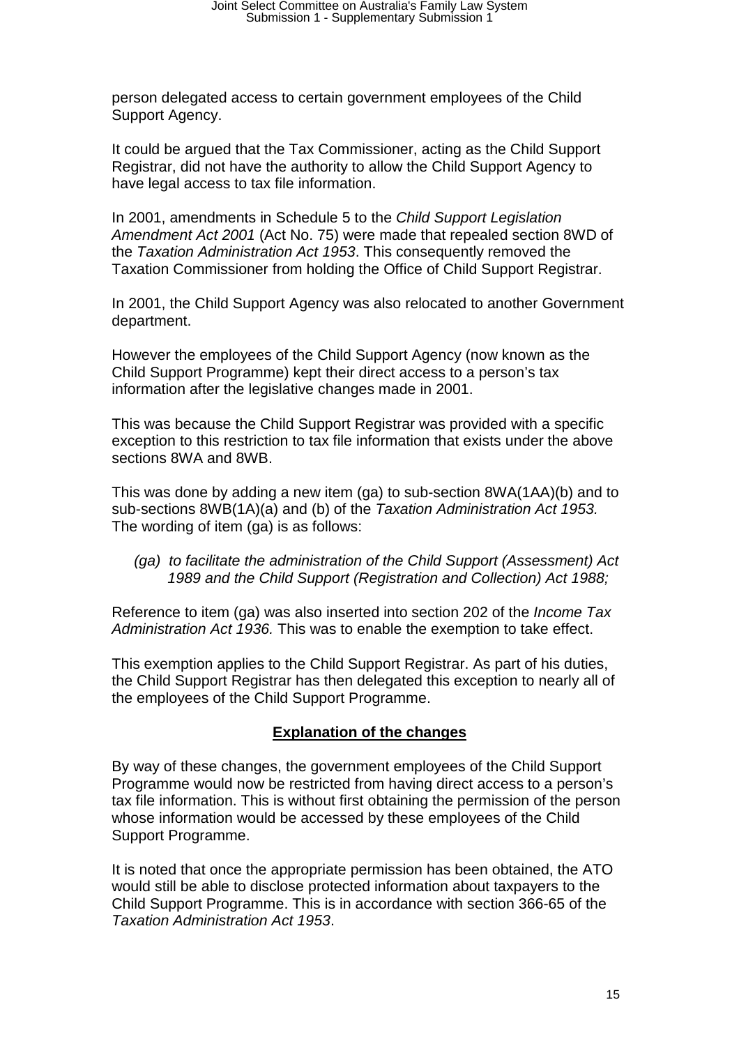person delegated access to certain government employees of the Child Support Agency.

It could be argued that the Tax Commissioner, acting as the Child Support Registrar, did not have the authority to allow the Child Support Agency to have legal access to tax file information.

In 2001, amendments in Schedule 5 to the *Child Support Legislation Amendment Act 2001* (Act No. 75) were made that repealed section 8WD of the *Taxation Administration Act 1953*. This consequently removed the Taxation Commissioner from holding the Office of Child Support Registrar.

In 2001, the Child Support Agency was also relocated to another Government department.

However the employees of the Child Support Agency (now known as the Child Support Programme) kept their direct access to a person's tax information after the legislative changes made in 2001.

This was because the Child Support Registrar was provided with a specific exception to this restriction to tax file information that exists under the above sections 8WA and 8WB.

This was done by adding a new item (ga) to sub-section 8WA(1AA)(b) and to sub-sections 8WB(1A)(a) and (b) of the *Taxation Administration Act 1953.* The wording of item (ga) is as follows:

> *(ga) to facilitate the administration of the Child Support (Assessment) Act 1989 and the Child Support (Registration and Collection) Act 1988;*

Reference to item (ga) was also inserted into section 202 of the *Income Tax Administration Act 1936.* This was to enable the exemption to take effect.

This exemption applies to the Child Support Registrar. As part of his duties, the Child Support Registrar has then delegated this exception to nearly all of the employees of the Child Support Programme.

## **Explanation of the changes**

By way of these changes, the government employees of the Child Support Programme would now be restricted from having direct access to a person's tax file information. This is without first obtaining the permission of the person whose information would be accessed by these employees of the Child Support Programme.

It is noted that once the appropriate permission has been obtained, the ATO would still be able to disclose protected information about taxpayers to the Child Support Programme. This is in accordance with section 366-65 of the *Taxation Administration Act 1953*.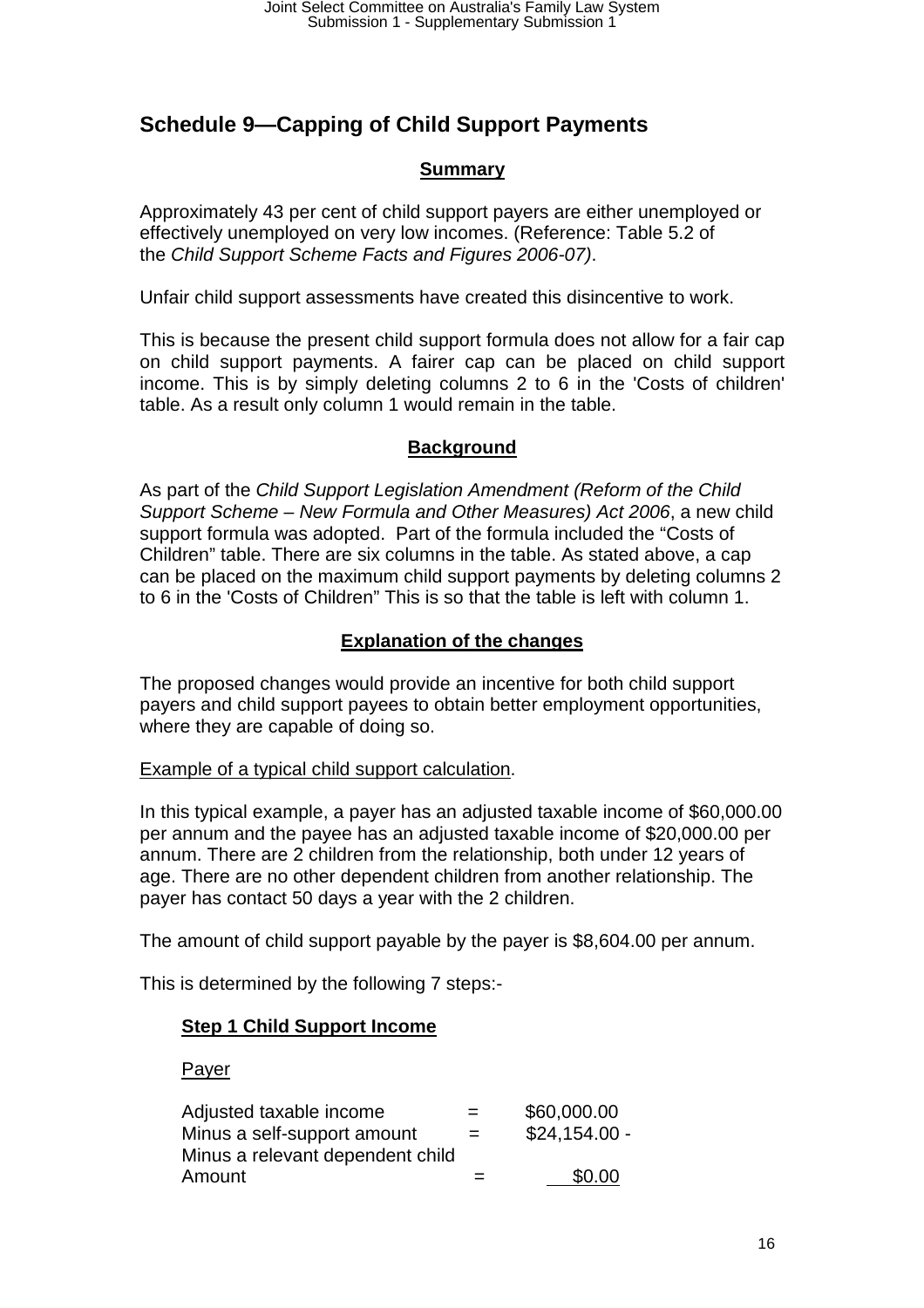## Schedule 9—Capping of Child Support Payments

**Summary**

Approximately 43 per cent of child support payers are either unemployed or effectively unemployed on very low incomes. (Reference: Table 5.2 of the *Child Support Scheme Facts and Figures 2006-07)*.

Unfair child support assessments have created this disincentive to work.

This is because the present child support formula does not allow for a fair cap on child support payments. A fairer cap can be placed on child support income. This is by simply deleting columns 2 to 6 in the 'Costs of children' table. As a result only column 1 would remain in the table.

**Background**

As part of the *Child Support Legislation Amendment (Reform of the Child Support Scheme – New Formula and Other Measures) Act 2006*, a new child support formula was adopted. Part of the formula included the "Costs of Children" table. There are six columns in the table. As stated above, a cap can be placed on the maximum child support payments by deleting columns 2 to 6 in the 'Costs of Children" This is so that the table is left with column 1.

**Explanation of the changes**

The proposed changes would provide an incentive for both child support payers and child support payees to obtain better employment opportunities, where they are capable of doing so.

Example of a typical child support calculation.

In this typical example, a payer has an adjusted taxable income of $60,000.00 per annum and the payee has an adjusted taxable income of $20,000.00 per annum. There are 2 children from the relationship, both under 12 years of age. There are no other dependent children from another relationship. The payer has contact 50 days a year with the 2 children.

The amount of child support payable by the payer is $8,604.00 per annum.

This is determined by the following 7 steps:-

**Step 1 Child Support Income**

Payer

| | | |
|---|---|---|
| Adjusted taxable income | = | $60,000.00 |
| Minus a self-support amount | = | $24,154.00 - |
| Minus a relevant dependent child Amount | = | $0.00 |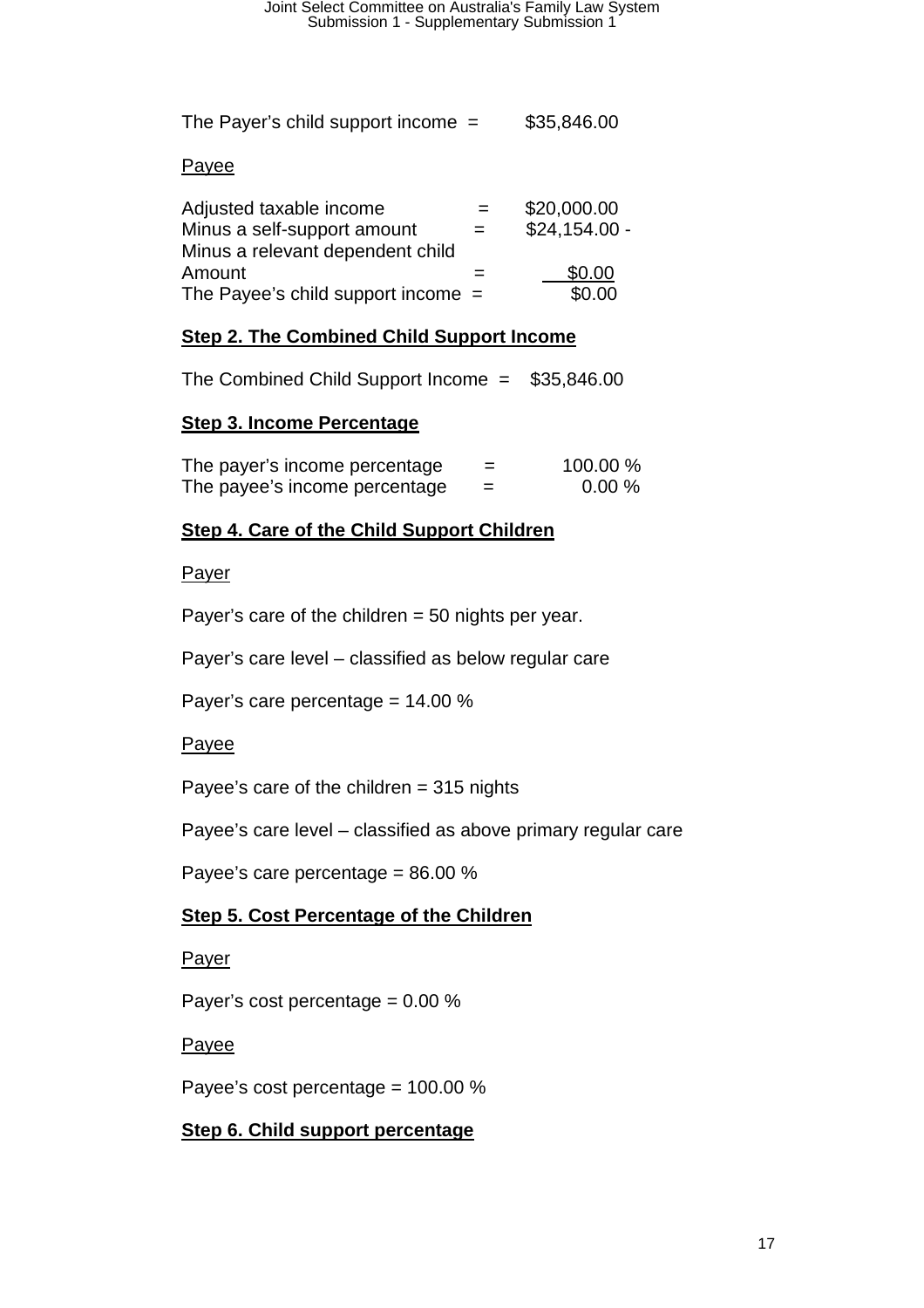The Payer's child support income = $35,846.00

Payee

| | | |
|---|---|---|
| Adjusted taxable income | = | $20,000.00 |
| Minus a self-support amount | = | $24,154.00 - |
| Minus a relevant dependent child Amount | = | $0.00 |
| The Payee's child support income | = | $0.00 |

**Step 2. The Combined Child Support Income**

The Combined Child Support Income = $35,846.00

**Step 3. Income Percentage**

| | | |
|---|---|---|
| The payer's income percentage | = | 100.00 % |
| The payee's income percentage | = | 0.00 % |

**Step 4. Care of the Child Support Children**

Payer

Payer's care of the children = 50 nights per year.

Payer's care level – classified as below regular care

Payer's care percentage = 14.00 %

Payee

Payee's care of the children = 315 nights

Payee's care level – classified as above primary regular care

Payee's care percentage = 86.00 %

**Step 5. Cost Percentage of the Children**

Payer

Payer's cost percentage = 0.00 %

Payee

Payee's cost percentage = 100.00 %

**Step 6. Child support percentage**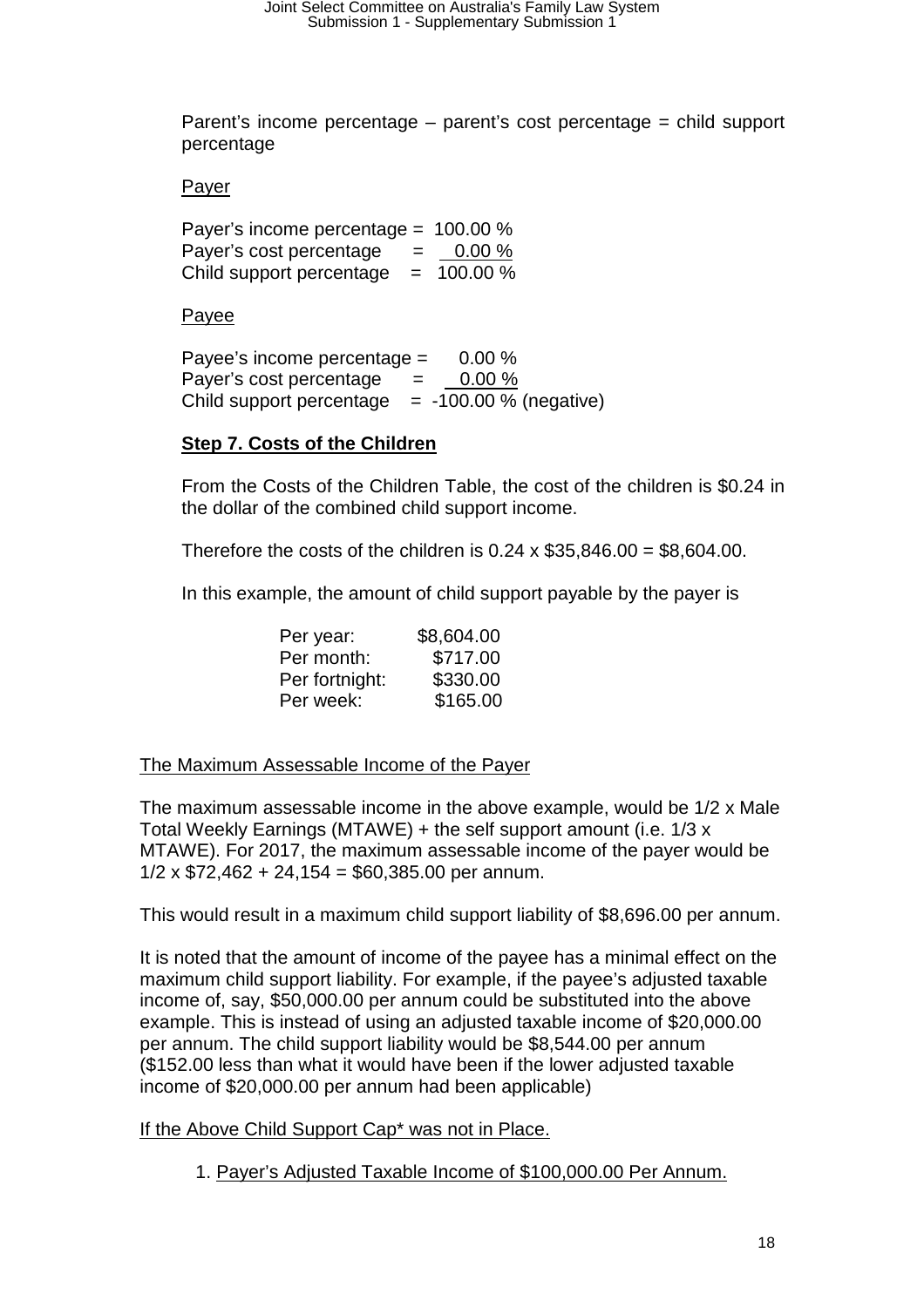Parent's income percentage – parent's cost percentage = child support percentage

Payer

| | | |
|---|---|---|
| Payer's income percentage | = | 100.00 % |
| Payer's cost percentage | = | 0.00 % |
| Child support percentage | = | 100.00 % |

Payee

| | | |
|---|---|---|
| Payee's income percentage | = | 0.00 % |
| Payer's cost percentage | = | 0.00 % |
| Child support percentage | = | -100.00 % (negative) |

**Step 7. Costs of the Children**

From the Costs of the Children Table, the cost of the children is $0.24 in the dollar of the combined child support income.

Therefore the costs of the children is 0.24 x $35,846.00 = $8,604.00.

In this example, the amount of child support payable by the payer is

| | |
|---|---|
| Per year: | $8,604.00 |
| Per month: | $717.00 |
| Per fortnight: | $330.00 |
| Per week: | $165.00 |

The Maximum Assessable Income of the Payer

The maximum assessable income in the above example, would be 1/2 x Male Total Weekly Earnings (MTAWE) + the self support amount (i.e. 1/3 x MTAWE). For 2017, the maximum assessable income of the payer would be 1/2 x $72,462 + 24,154 = $60,385.00 per annum.

This would result in a maximum child support liability of $8,696.00 per annum.

It is noted that the amount of income of the payee has a minimal effect on the maximum child support liability. For example, if the payee's adjusted taxable income of, say, $50,000.00 per annum could be substituted into the above example. This is instead of using an adjusted taxable income of $20,000.00 per annum. The child support liability would be $8,544.00 per annum ($152.00 less than what it would have been if the lower adjusted taxable income of $20,000.00 per annum had been applicable)

If the Above Child Support Cap* was not in Place.

1. Payer's Adjusted Taxable Income of $100,000.00 Per Annum.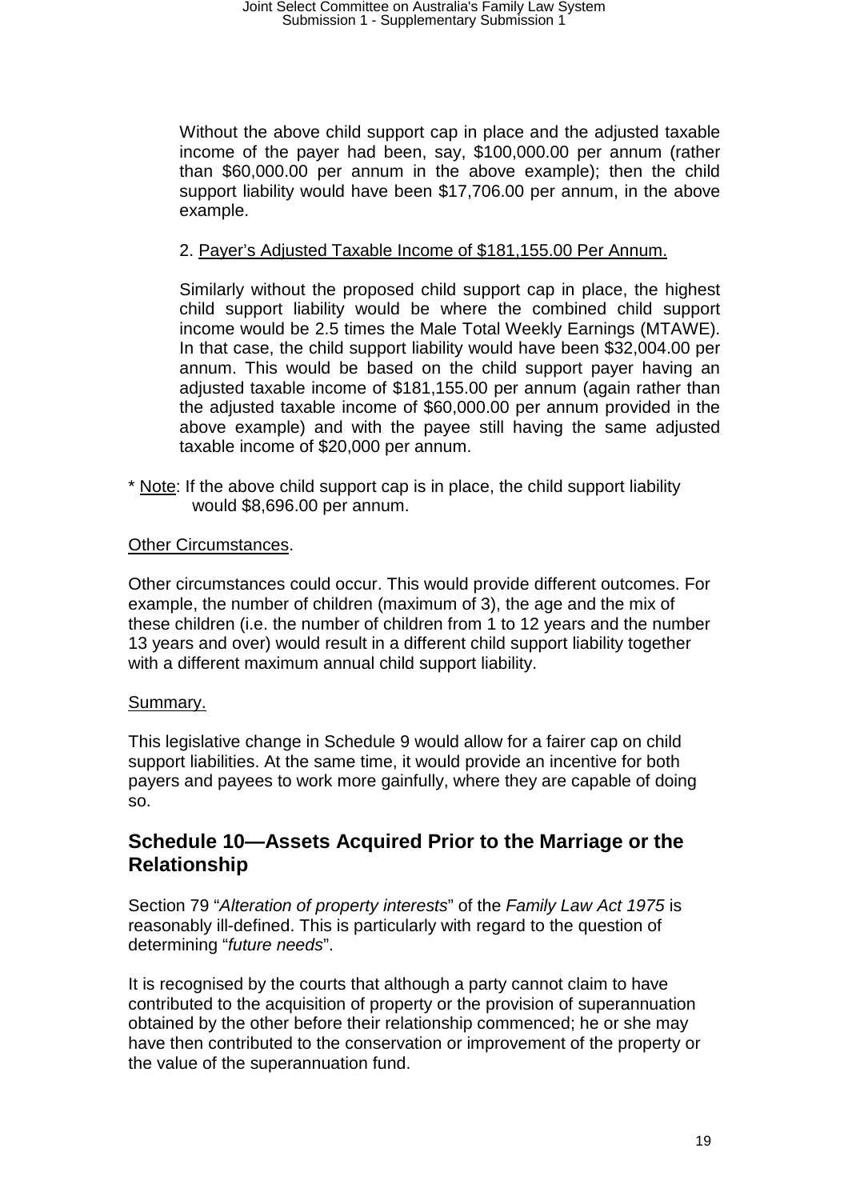Without the above child support cap in place and the adjusted taxable income of the payer had been, say, $100,000.00 per annum (rather than $60,000.00 per annum in the above example); then the child support liability would have been $17,706.00 per annum, in the above example.

2. <u>Payer's Adjusted Taxable Income of $181,155.00 Per Annum.</u>

Similarly without the proposed child support cap in place, the highest child support liability would be where the combined child support income would be 2.5 times the Male Total Weekly Earnings (MTAWE). In that case, the child support liability would have been $32,004.00 per annum. This would be based on the child support payer having an adjusted taxable income of $181,155.00 per annum (again rather than the adjusted taxable income of $60,000.00 per annum provided in the above example) and with the payee still having the same adjusted taxable income of $20,000 per annum.

* <u>Note</u>: If the above child support cap is in place, the child support liability would $8,696.00 per annum.

<u>Other Circumstances</u>.

Other circumstances could occur. This would provide different outcomes. For example, the number of children (maximum of 3), the age and the mix of these children (i.e. the number of children from 1 to 12 years and the number 13 years and over) would result in a different child support liability together with a different maximum annual child support liability.

<u>Summary.</u>

This legislative change in Schedule 9 would allow for a fairer cap on child support liabilities. At the same time, it would provide an incentive for both payers and payees to work more gainfully, where they are capable of doing so.

## Schedule 10—Assets Acquired Prior to the Marriage or the Relationship

Section 79 "*Alteration of property interests*" of the *Family Law Act 1975* is reasonably ill-defined. This is particularly with regard to the question of determining "*future needs*".

It is recognised by the courts that although a party cannot claim to have contributed to the acquisition of property or the provision of superannuation obtained by the other before their relationship commenced; he or she may have then contributed to the conservation or improvement of the property or the value of the superannuation fund.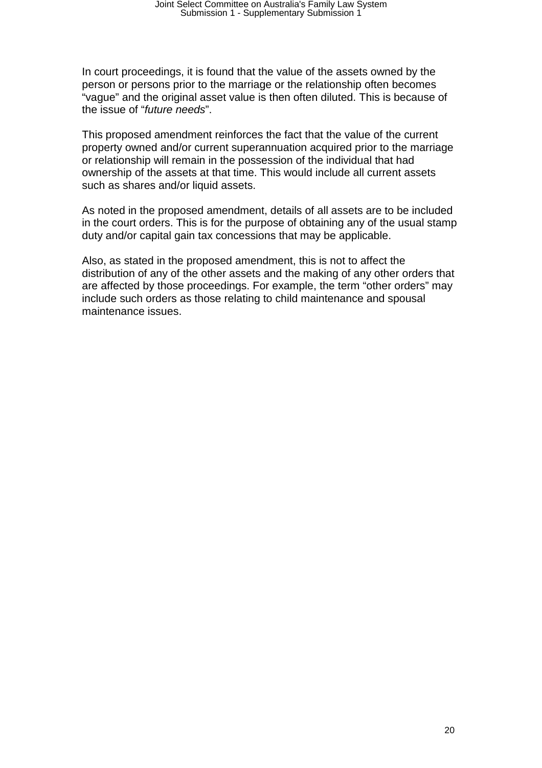In court proceedings, it is found that the value of the assets owned by the person or persons prior to the marriage or the relationship often becomes "vague" and the original asset value is then often diluted. This is because of the issue of "*future needs*".

This proposed amendment reinforces the fact that the value of the current property owned and/or current superannuation acquired prior to the marriage or relationship will remain in the possession of the individual that had ownership of the assets at that time. This would include all current assets such as shares and/or liquid assets.

As noted in the proposed amendment, details of all assets are to be included in the court orders. This is for the purpose of obtaining any of the usual stamp duty and/or capital gain tax concessions that may be applicable.

Also, as stated in the proposed amendment, this is not to affect the distribution of any of the other assets and the making of any other orders that are affected by those proceedings. For example, the term "other orders" may include such orders as those relating to child maintenance and spousal maintenance issues.